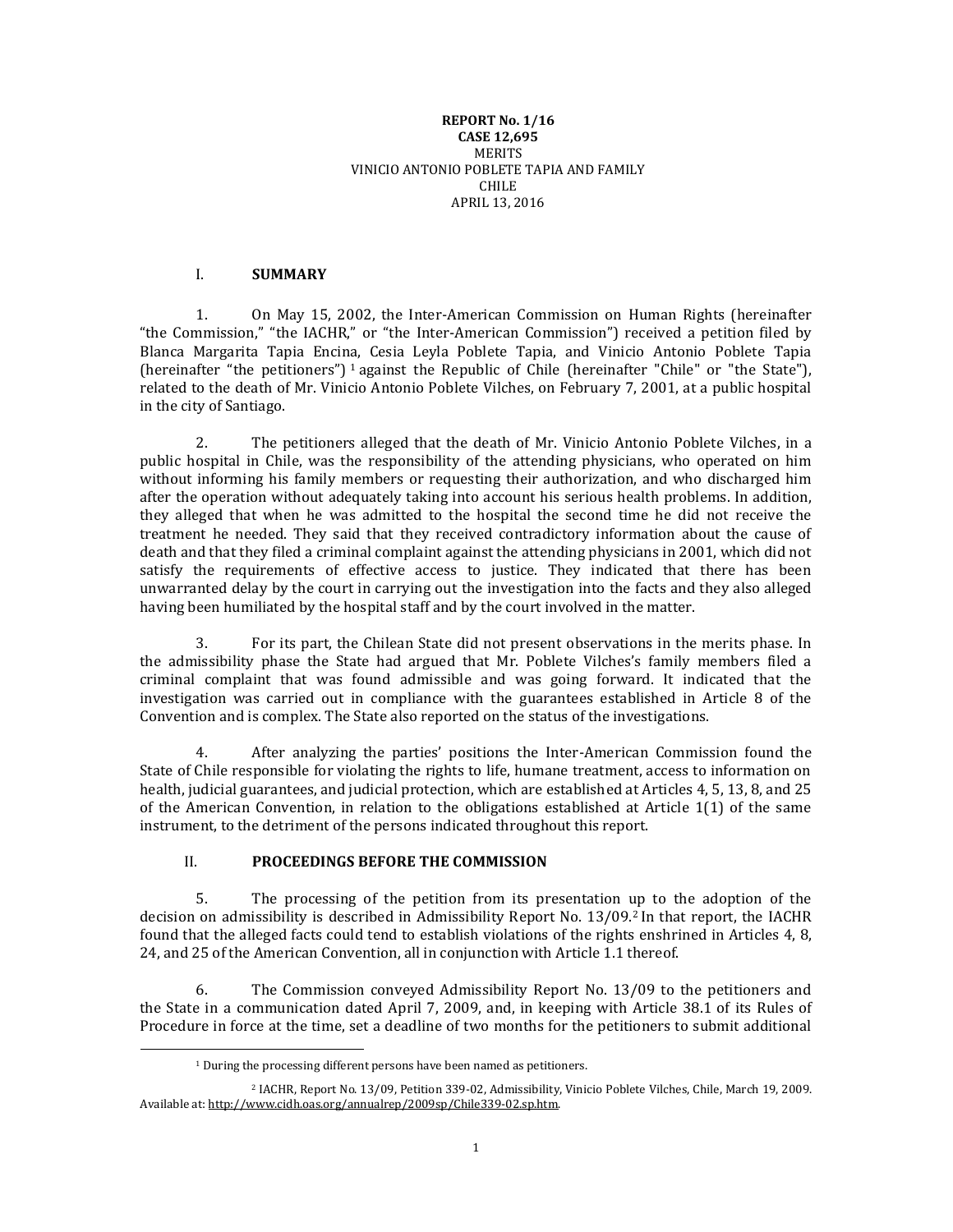**REPORT No. 1/16**
**CASE 12,695**
MERITS
VINICIO ANTONIO POBLETE TAPIA AND FAMILY
CHILE
APRIL 13, 2016

## I. SUMMARY

1. On May 15, 2002, the Inter-American Commission on Human Rights (hereinafter "the Commission," "the IACHR," or "the Inter-American Commission") received a petition filed by Blanca Margarita Tapia Encina, Cesia Leyla Poblete Tapia, and Vinicio Antonio Poblete Tapia (hereinafter "the petitioners") [1] against the Republic of Chile (hereinafter "Chile" or "the State"), related to the death of Mr. Vinicio Antonio Poblete Vilches, on February 7, 2001, at a public hospital in the city of Santiago.

2. The petitioners alleged that the death of Mr. Vinicio Antonio Poblete Vilches, in a public hospital in Chile, was the responsibility of the attending physicians, who operated on him without informing his family members or requesting their authorization, and who discharged him after the operation without adequately taking into account his serious health problems. In addition, they alleged that when he was admitted to the hospital the second time he did not receive the treatment he needed. They said that they received contradictory information about the cause of death and that they filed a criminal complaint against the attending physicians in 2001, which did not satisfy the requirements of effective access to justice. They indicated that there has been unwarranted delay by the court in carrying out the investigation into the facts and they also alleged having been humiliated by the hospital staff and by the court involved in the matter.

3. For its part, the Chilean State did not present observations in the merits phase. In the admissibility phase the State had argued that Mr. Poblete Vilches's family members filed a criminal complaint that was found admissible and was going forward. It indicated that the investigation was carried out in compliance with the guarantees established in Article 8 of the Convention and is complex. The State also reported on the status of the investigations.

4. After analyzing the parties' positions the Inter-American Commission found the State of Chile responsible for violating the rights to life, humane treatment, access to information on health, judicial guarantees, and judicial protection, which are established at Articles 4, 5, 13, 8, and 25 of the American Convention, in relation to the obligations established at Article 1(1) of the same instrument, to the detriment of the persons indicated throughout this report.

## II. PROCEEDINGS BEFORE THE COMMISSION

5. The processing of the petition from its presentation up to the adoption of the decision on admissibility is described in Admissibility Report No. 13/09.[2] In that report, the IACHR found that the alleged facts could tend to establish violations of the rights enshrined in Articles 4, 8, 24, and 25 of the American Convention, all in conjunction with Article 1.1 thereof.

6. The Commission conveyed Admissibility Report No. 13/09 to the petitioners and the State in a communication dated April 7, 2009, and, in keeping with Article 38.1 of its Rules of Procedure in force at the time, set a deadline of two months for the petitioners to submit additional

---

[1] During the processing different persons have been named as petitioners.

[2] IACHR, Report No. 13/09, Petition 339-02, Admissibility, Vinicio Poblete Vilches, Chile, March 19, 2009. Available at: http://www.cidh.oas.org/annualrep/2009sp/Chile339-02.sp.htm.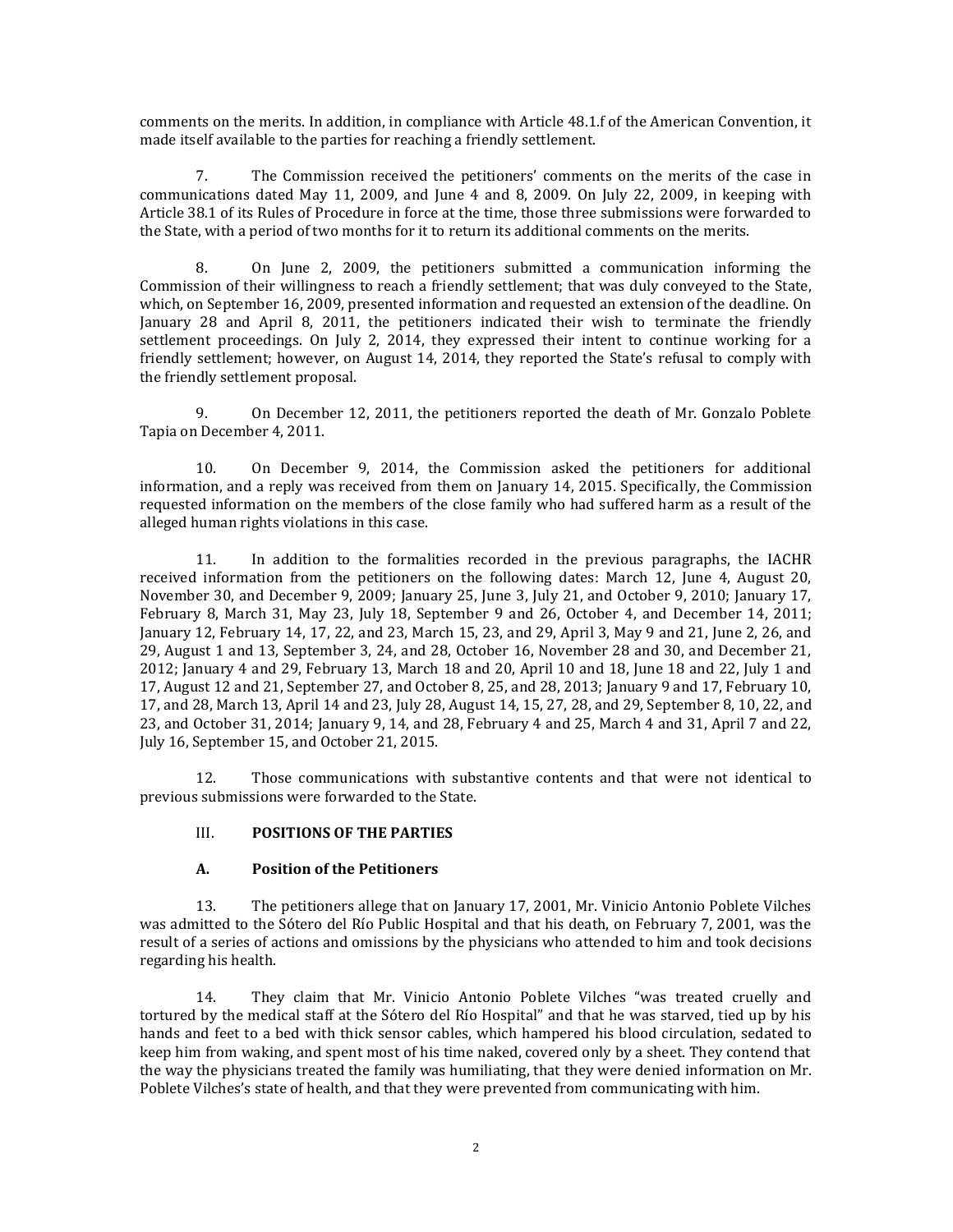comments on the merits. In addition, in compliance with Article 48.1.f of the American Convention, it made itself available to the parties for reaching a friendly settlement.

7. The Commission received the petitioners' comments on the merits of the case in communications dated May 11, 2009, and June 4 and 8, 2009. On July 22, 2009, in keeping with Article 38.1 of its Rules of Procedure in force at the time, those three submissions were forwarded to the State, with a period of two months for it to return its additional comments on the merits.

8. On June 2, 2009, the petitioners submitted a communication informing the Commission of their willingness to reach a friendly settlement; that was duly conveyed to the State, which, on September 16, 2009, presented information and requested an extension of the deadline. On January 28 and April 8, 2011, the petitioners indicated their wish to terminate the friendly settlement proceedings. On July 2, 2014, they expressed their intent to continue working for a friendly settlement; however, on August 14, 2014, they reported the State's refusal to comply with the friendly settlement proposal.

9. On December 12, 2011, the petitioners reported the death of Mr. Gonzalo Poblete Tapia on December 4, 2011.

10. On December 9, 2014, the Commission asked the petitioners for additional information, and a reply was received from them on January 14, 2015. Specifically, the Commission requested information on the members of the close family who had suffered harm as a result of the alleged human rights violations in this case.

11. In addition to the formalities recorded in the previous paragraphs, the IACHR received information from the petitioners on the following dates: March 12, June 4, August 20, November 30, and December 9, 2009; January 25, June 3, July 21, and October 9, 2010; January 17, February 8, March 31, May 23, July 18, September 9 and 26, October 4, and December 14, 2011; January 12, February 14, 17, 22, and 23, March 15, 23, and 29, April 3, May 9 and 21, June 2, 26, and 29, August 1 and 13, September 3, 24, and 28, October 16, November 28 and 30, and December 21, 2012; January 4 and 29, February 13, March 18 and 20, April 10 and 18, June 18 and 22, July 1 and 17, August 12 and 21, September 27, and October 8, 25, and 28, 2013; January 9 and 17, February 10, 17, and 28, March 13, April 14 and 23, July 28, August 14, 15, 27, 28, and 29, September 8, 10, 22, and 23, and October 31, 2014; January 9, 14, and 28, February 4 and 25, March 4 and 31, April 7 and 22, July 16, September 15, and October 21, 2015.

12. Those communications with substantive contents and that were not identical to previous submissions were forwarded to the State.

## III. POSITIONS OF THE PARTIES

### A. Position of the Petitioners

13. The petitioners allege that on January 17, 2001, Mr. Vinicio Antonio Poblete Vilches was admitted to the Sótero del Río Public Hospital and that his death, on February 7, 2001, was the result of a series of actions and omissions by the physicians who attended to him and took decisions regarding his health.

14. They claim that Mr. Vinicio Antonio Poblete Vilches "was treated cruelly and tortured by the medical staff at the Sótero del Río Hospital" and that he was starved, tied up by his hands and feet to a bed with thick sensor cables, which hampered his blood circulation, sedated to keep him from waking, and spent most of his time naked, covered only by a sheet. They contend that the way the physicians treated the family was humiliating, that they were denied information on Mr. Poblete Vilches's state of health, and that they were prevented from communicating with him.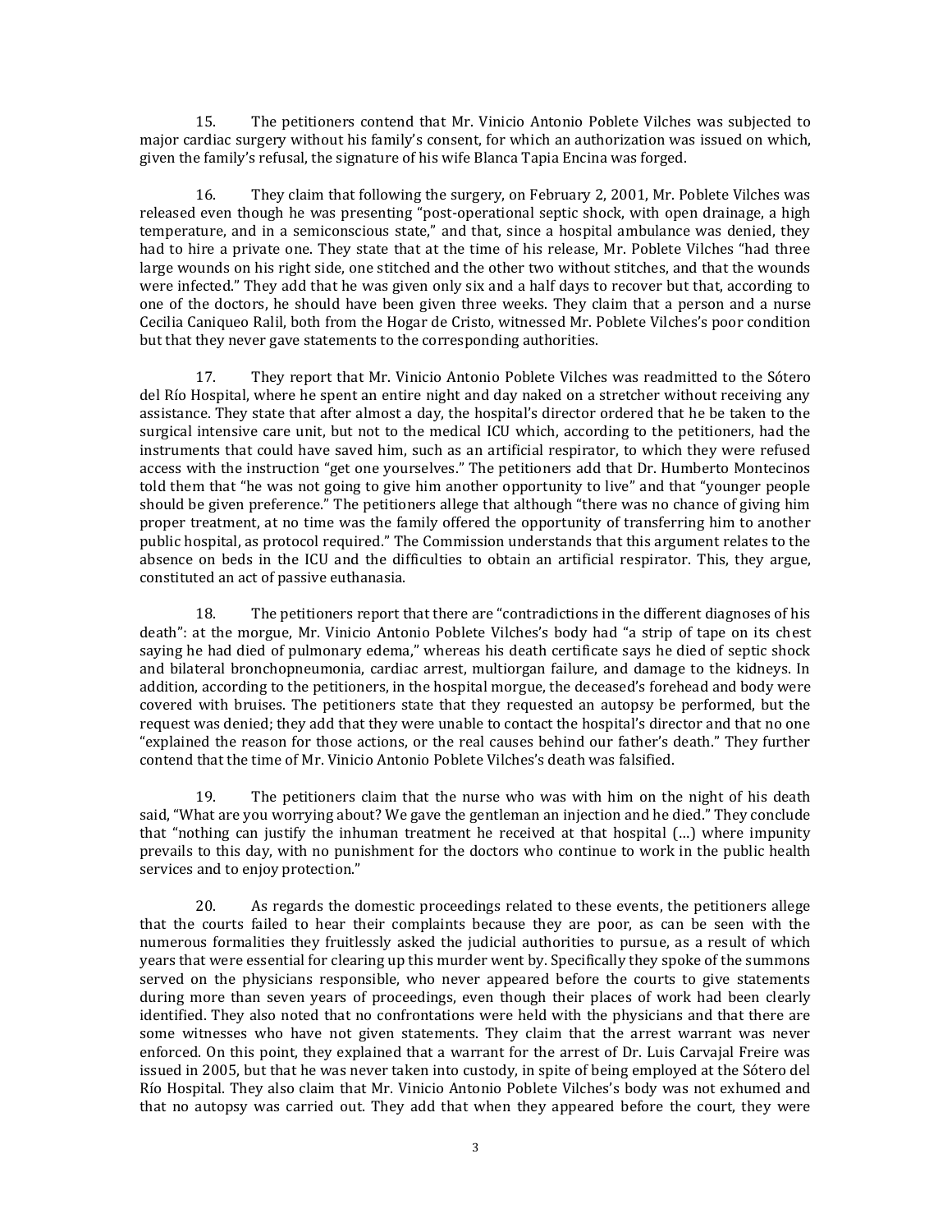15. The petitioners contend that Mr. Vinicio Antonio Poblete Vilches was subjected to major cardiac surgery without his family's consent, for which an authorization was issued on which, given the family's refusal, the signature of his wife Blanca Tapia Encina was forged.

16. They claim that following the surgery, on February 2, 2001, Mr. Poblete Vilches was released even though he was presenting "post-operational septic shock, with open drainage, a high temperature, and in a semiconscious state," and that, since a hospital ambulance was denied, they had to hire a private one. They state that at the time of his release, Mr. Poblete Vilches "had three large wounds on his right side, one stitched and the other two without stitches, and that the wounds were infected." They add that he was given only six and a half days to recover but that, according to one of the doctors, he should have been given three weeks. They claim that a person and a nurse Cecilia Caniqueo Ralil, both from the Hogar de Cristo, witnessed Mr. Poblete Vilches's poor condition but that they never gave statements to the corresponding authorities.

17. They report that Mr. Vinicio Antonio Poblete Vilches was readmitted to the Sótero del Río Hospital, where he spent an entire night and day naked on a stretcher without receiving any assistance. They state that after almost a day, the hospital's director ordered that he be taken to the surgical intensive care unit, but not to the medical ICU which, according to the petitioners, had the instruments that could have saved him, such as an artificial respirator, to which they were refused access with the instruction "get one yourselves." The petitioners add that Dr. Humberto Montecinos told them that "he was not going to give him another opportunity to live" and that "younger people should be given preference." The petitioners allege that although "there was no chance of giving him proper treatment, at no time was the family offered the opportunity of transferring him to another public hospital, as protocol required." The Commission understands that this argument relates to the absence on beds in the ICU and the difficulties to obtain an artificial respirator. This, they argue, constituted an act of passive euthanasia.

18. The petitioners report that there are "contradictions in the different diagnoses of his death": at the morgue, Mr. Vinicio Antonio Poblete Vilches's body had "a strip of tape on its chest saying he had died of pulmonary edema," whereas his death certificate says he died of septic shock and bilateral bronchopneumonia, cardiac arrest, multiorgan failure, and damage to the kidneys. In addition, according to the petitioners, in the hospital morgue, the deceased's forehead and body were covered with bruises. The petitioners state that they requested an autopsy be performed, but the request was denied; they add that they were unable to contact the hospital's director and that no one "explained the reason for those actions, or the real causes behind our father's death." They further contend that the time of Mr. Vinicio Antonio Poblete Vilches's death was falsified.

19. The petitioners claim that the nurse who was with him on the night of his death said, "What are you worrying about? We gave the gentleman an injection and he died." They conclude that "nothing can justify the inhuman treatment he received at that hospital (…) where impunity prevails to this day, with no punishment for the doctors who continue to work in the public health services and to enjoy protection."

20. As regards the domestic proceedings related to these events, the petitioners allege that the courts failed to hear their complaints because they are poor, as can be seen with the numerous formalities they fruitlessly asked the judicial authorities to pursue, as a result of which years that were essential for clearing up this murder went by. Specifically they spoke of the summons served on the physicians responsible, who never appeared before the courts to give statements during more than seven years of proceedings, even though their places of work had been clearly identified. They also noted that no confrontations were held with the physicians and that there are some witnesses who have not given statements. They claim that the arrest warrant was never enforced. On this point, they explained that a warrant for the arrest of Dr. Luis Carvajal Freire was issued in 2005, but that he was never taken into custody, in spite of being employed at the Sótero del Río Hospital. They also claim that Mr. Vinicio Antonio Poblete Vilches's body was not exhumed and that no autopsy was carried out. They add that when they appeared before the court, they were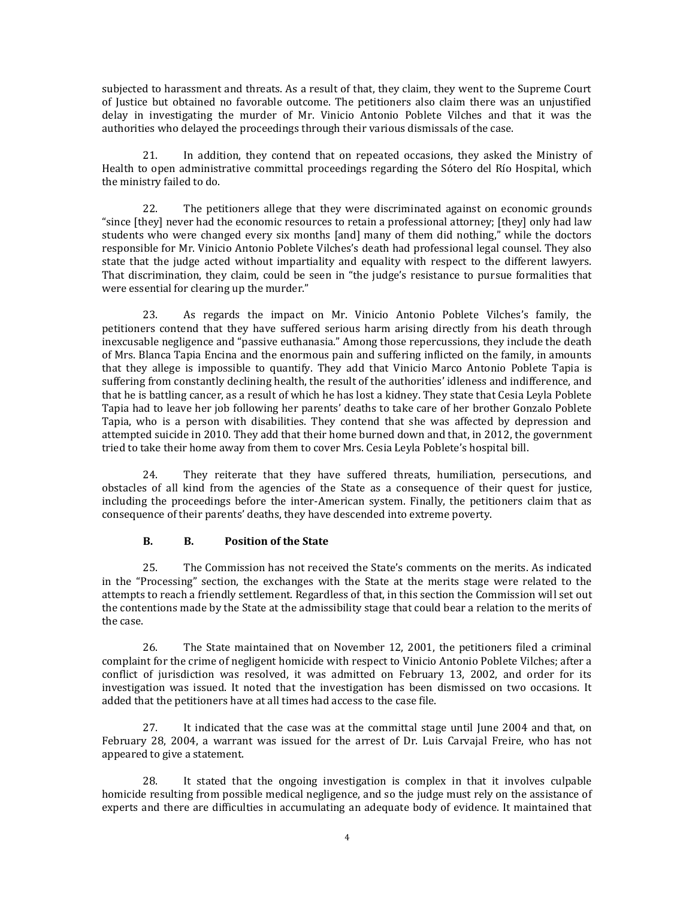subjected to harassment and threats. As a result of that, they claim, they went to the Supreme Court of Justice but obtained no favorable outcome. The petitioners also claim there was an unjustified delay in investigating the murder of Mr. Vinicio Antonio Poblete Vilches and that it was the authorities who delayed the proceedings through their various dismissals of the case.

21. In addition, they contend that on repeated occasions, they asked the Ministry of Health to open administrative committal proceedings regarding the Sótero del Río Hospital, which the ministry failed to do.

22. The petitioners allege that they were discriminated against on economic grounds "since [they] never had the economic resources to retain a professional attorney; [they] only had law students who were changed every six months [and] many of them did nothing," while the doctors responsible for Mr. Vinicio Antonio Poblete Vilches's death had professional legal counsel. They also state that the judge acted without impartiality and equality with respect to the different lawyers. That discrimination, they claim, could be seen in "the judge's resistance to pursue formalities that were essential for clearing up the murder."

23. As regards the impact on Mr. Vinicio Antonio Poblete Vilches's family, the petitioners contend that they have suffered serious harm arising directly from his death through inexcusable negligence and "passive euthanasia." Among those repercussions, they include the death of Mrs. Blanca Tapia Encina and the enormous pain and suffering inflicted on the family, in amounts that they allege is impossible to quantify. They add that Vinicio Marco Antonio Poblete Tapia is suffering from constantly declining health, the result of the authorities' idleness and indifference, and that he is battling cancer, as a result of which he has lost a kidney. They state that Cesia Leyla Poblete Tapia had to leave her job following her parents' deaths to take care of her brother Gonzalo Poblete Tapia, who is a person with disabilities. They contend that she was affected by depression and attempted suicide in 2010. They add that their home burned down and that, in 2012, the government tried to take their home away from them to cover Mrs. Cesia Leyla Poblete's hospital bill.

24. They reiterate that they have suffered threats, humiliation, persecutions, and obstacles of all kind from the agencies of the State as a consequence of their quest for justice, including the proceedings before the inter-American system. Finally, the petitioners claim that as consequence of their parents' deaths, they have descended into extreme poverty.

### B. B. Position of the State

25. The Commission has not received the State's comments on the merits. As indicated in the "Processing" section, the exchanges with the State at the merits stage were related to the attempts to reach a friendly settlement. Regardless of that, in this section the Commission will set out the contentions made by the State at the admissibility stage that could bear a relation to the merits of the case.

26. The State maintained that on November 12, 2001, the petitioners filed a criminal complaint for the crime of negligent homicide with respect to Vinicio Antonio Poblete Vilches; after a conflict of jurisdiction was resolved, it was admitted on February 13, 2002, and order for its investigation was issued. It noted that the investigation has been dismissed on two occasions. It added that the petitioners have at all times had access to the case file.

27. It indicated that the case was at the committal stage until June 2004 and that, on February 28, 2004, a warrant was issued for the arrest of Dr. Luis Carvajal Freire, who has not appeared to give a statement.

28. It stated that the ongoing investigation is complex in that it involves culpable homicide resulting from possible medical negligence, and so the judge must rely on the assistance of experts and there are difficulties in accumulating an adequate body of evidence. It maintained that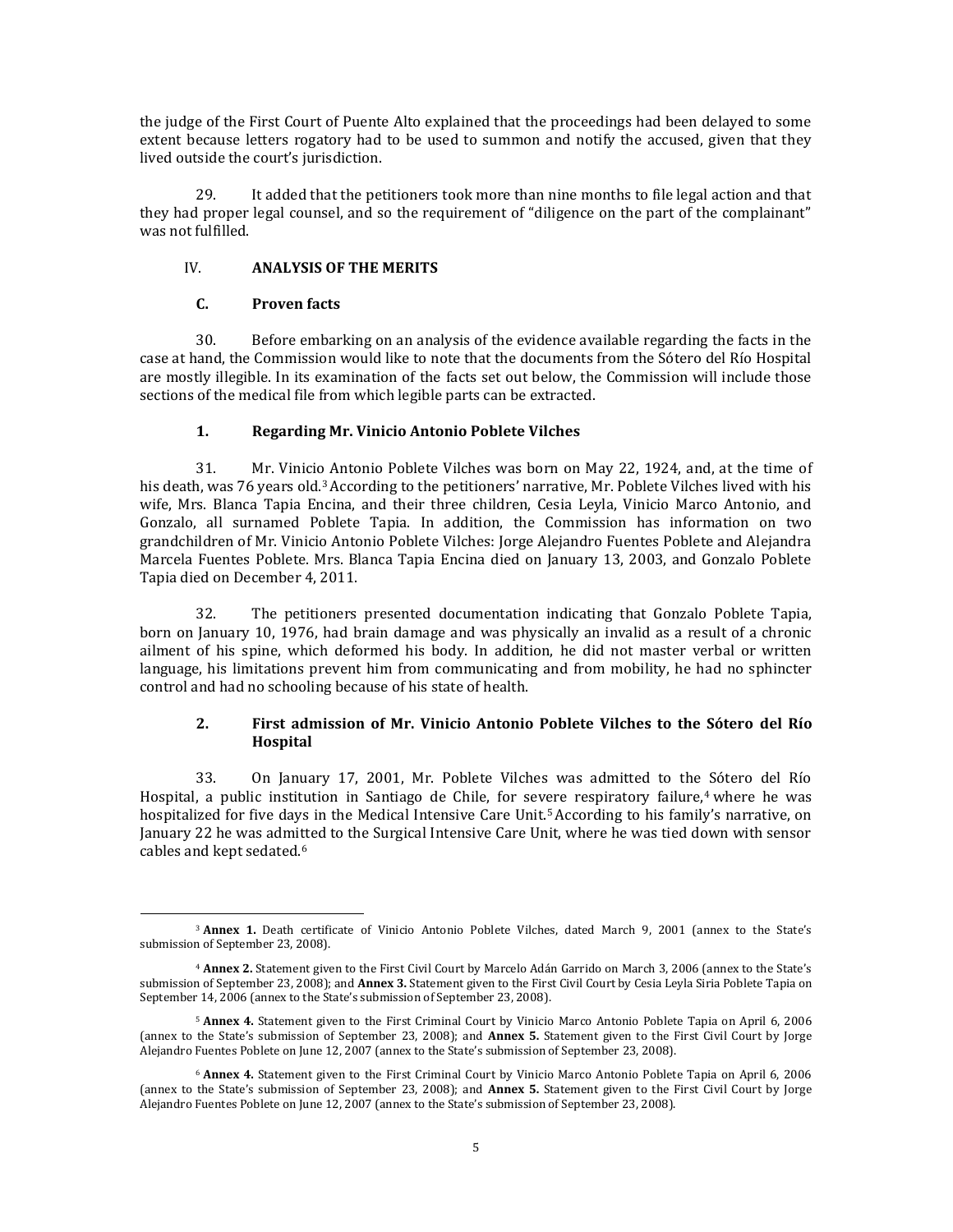the judge of the First Court of Puente Alto explained that the proceedings had been delayed to some extent because letters rogatory had to be used to summon and notify the accused, given that they lived outside the court's jurisdiction.

29. It added that the petitioners took more than nine months to file legal action and that they had proper legal counsel, and so the requirement of "diligence on the part of the complainant" was not fulfilled.

## IV. ANALYSIS OF THE MERITS

### C. Proven facts

30. Before embarking on an analysis of the evidence available regarding the facts in the case at hand, the Commission would like to note that the documents from the Sótero del Río Hospital are mostly illegible. In its examination of the facts set out below, the Commission will include those sections of the medical file from which legible parts can be extracted.

#### 1. Regarding Mr. Vinicio Antonio Poblete Vilches

31. Mr. Vinicio Antonio Poblete Vilches was born on May 22, 1924, and, at the time of his death, was 76 years old.[3] According to the petitioners' narrative, Mr. Poblete Vilches lived with his wife, Mrs. Blanca Tapia Encina, and their three children, Cesia Leyla, Vinicio Marco Antonio, and Gonzalo, all surnamed Poblete Tapia. In addition, the Commission has information on two grandchildren of Mr. Vinicio Antonio Poblete Vilches: Jorge Alejandro Fuentes Poblete and Alejandra Marcela Fuentes Poblete. Mrs. Blanca Tapia Encina died on January 13, 2003, and Gonzalo Poblete Tapia died on December 4, 2011.

32. The petitioners presented documentation indicating that Gonzalo Poblete Tapia, born on January 10, 1976, had brain damage and was physically an invalid as a result of a chronic ailment of his spine, which deformed his body. In addition, he did not master verbal or written language, his limitations prevent him from communicating and from mobility, he had no sphincter control and had no schooling because of his state of health.

#### 2. First admission of Mr. Vinicio Antonio Poblete Vilches to the Sótero del Río Hospital

33. On January 17, 2001, Mr. Poblete Vilches was admitted to the Sótero del Río Hospital, a public institution in Santiago de Chile, for severe respiratory failure,[4] where he was hospitalized for five days in the Medical Intensive Care Unit.[5] According to his family's narrative, on January 22 he was admitted to the Surgical Intensive Care Unit, where he was tied down with sensor cables and kept sedated.[6]

---

[3] **Annex 1.** Death certificate of Vinicio Antonio Poblete Vilches, dated March 9, 2001 (annex to the State's submission of September 23, 2008).

[4] **Annex 2.** Statement given to the First Civil Court by Marcelo Adán Garrido on March 3, 2006 (annex to the State's submission of September 23, 2008); and **Annex 3.** Statement given to the First Civil Court by Cesia Leyla Siria Poblete Tapia on September 14, 2006 (annex to the State's submission of September 23, 2008).

[5] **Annex 4.** Statement given to the First Criminal Court by Vinicio Marco Antonio Poblete Tapia on April 6, 2006 (annex to the State's submission of September 23, 2008); and **Annex 5.** Statement given to the First Civil Court by Jorge Alejandro Fuentes Poblete on June 12, 2007 (annex to the State's submission of September 23, 2008).

[6] **Annex 4.** Statement given to the First Criminal Court by Vinicio Marco Antonio Poblete Tapia on April 6, 2006 (annex to the State's submission of September 23, 2008); and **Annex 5.** Statement given to the First Civil Court by Jorge Alejandro Fuentes Poblete on June 12, 2007 (annex to the State's submission of September 23, 2008).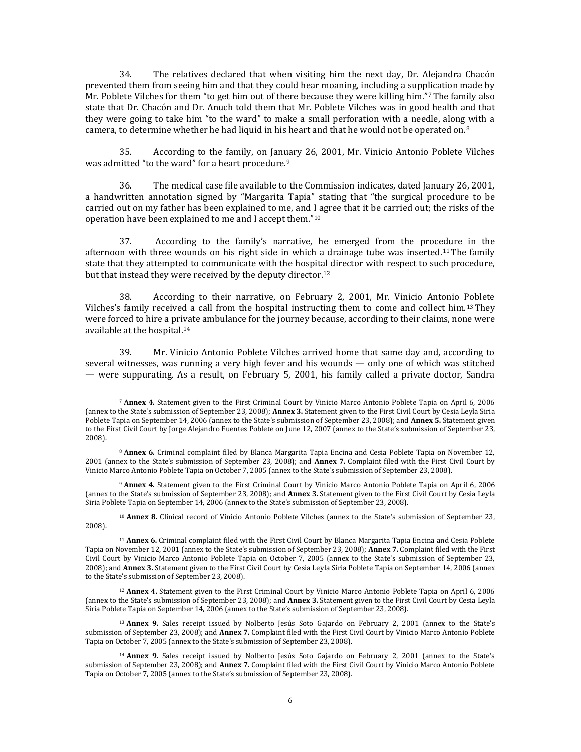34. The relatives declared that when visiting him the next day, Dr. Alejandra Chacón prevented them from seeing him and that they could hear moaning, including a supplication made by Mr. Poblete Vilches for them "to get him out of there because they were killing him."[7] The family also state that Dr. Chacón and Dr. Anuch told them that Mr. Poblete Vilches was in good health and that they were going to take him "to the ward" to make a small perforation with a needle, along with a camera, to determine whether he had liquid in his heart and that he would not be operated on.[8]

35. According to the family, on January 26, 2001, Mr. Vinicio Antonio Poblete Vilches was admitted "to the ward" for a heart procedure.[9]

36. The medical case file available to the Commission indicates, dated January 26, 2001, a handwritten annotation signed by "Margarita Tapia" stating that "the surgical procedure to be carried out on my father has been explained to me, and I agree that it be carried out; the risks of the operation have been explained to me and I accept them."[10]

37. According to the family's narrative, he emerged from the procedure in the afternoon with three wounds on his right side in which a drainage tube was inserted.[11] The family state that they attempted to communicate with the hospital director with respect to such procedure, but that instead they were received by the deputy director.[12]

38. According to their narrative, on February 2, 2001, Mr. Vinicio Antonio Poblete Vilches's family received a call from the hospital instructing them to come and collect him.[13] They were forced to hire a private ambulance for the journey because, according to their claims, none were available at the hospital.[14]

39. Mr. Vinicio Antonio Poblete Vilches arrived home that same day and, according to several witnesses, was running a very high fever and his wounds — only one of which was stitched — were suppurating. As a result, on February 5, 2001, his family called a private doctor, Sandra

---

[7] **Annex 4.** Statement given to the First Criminal Court by Vinicio Marco Antonio Poblete Tapia on April 6, 2006 (annex to the State's submission of September 23, 2008); **Annex 3.** Statement given to the First Civil Court by Cesia Leyla Siria Poblete Tapia on September 14, 2006 (annex to the State's submission of September 23, 2008); and **Annex 5.** Statement given to the First Civil Court by Jorge Alejandro Fuentes Poblete on June 12, 2007 (annex to the State's submission of September 23, 2008).

[8] **Annex 6.** Criminal complaint filed by Blanca Margarita Tapia Encina and Cesia Poblete Tapia on November 12, 2001 (annex to the State's submission of September 23, 2008); and **Annex 7.** Complaint filed with the First Civil Court by Vinicio Marco Antonio Poblete Tapia on October 7, 2005 (annex to the State's submission of September 23, 2008).

[9] **Annex 4.** Statement given to the First Criminal Court by Vinicio Marco Antonio Poblete Tapia on April 6, 2006 (annex to the State's submission of September 23, 2008); and **Annex 3.** Statement given to the First Civil Court by Cesia Leyla Siria Poblete Tapia on September 14, 2006 (annex to the State's submission of September 23, 2008).

[10] **Annex 8.** Clinical record of Vinicio Antonio Poblete Vilches (annex to the State's submission of September 23, 2008).

[11] **Annex 6.** Criminal complaint filed with the First Civil Court by Blanca Margarita Tapia Encina and Cesia Poblete Tapia on November 12, 2001 (annex to the State's submission of September 23, 2008); **Annex 7.** Complaint filed with the First Civil Court by Vinicio Marco Antonio Poblete Tapia on October 7, 2005 (annex to the State's submission of September 23, 2008); and **Annex 3.** Statement given to the First Civil Court by Cesia Leyla Siria Poblete Tapia on September 14, 2006 (annex to the State's submission of September 23, 2008).

[12] **Annex 4.** Statement given to the First Criminal Court by Vinicio Marco Antonio Poblete Tapia on April 6, 2006 (annex to the State's submission of September 23, 2008); and **Annex 3.** Statement given to the First Civil Court by Cesia Leyla Siria Poblete Tapia on September 14, 2006 (annex to the State's submission of September 23, 2008).

[13] **Annex 9.** Sales receipt issued by Nolberto Jesús Soto Gajardo on February 2, 2001 (annex to the State's submission of September 23, 2008); and **Annex 7.** Complaint filed with the First Civil Court by Vinicio Marco Antonio Poblete Tapia on October 7, 2005 (annex to the State's submission of September 23, 2008).

[14] **Annex 9.** Sales receipt issued by Nolberto Jesús Soto Gajardo on February 2, 2001 (annex to the State's submission of September 23, 2008); and **Annex 7.** Complaint filed with the First Civil Court by Vinicio Marco Antonio Poblete Tapia on October 7, 2005 (annex to the State's submission of September 23, 2008).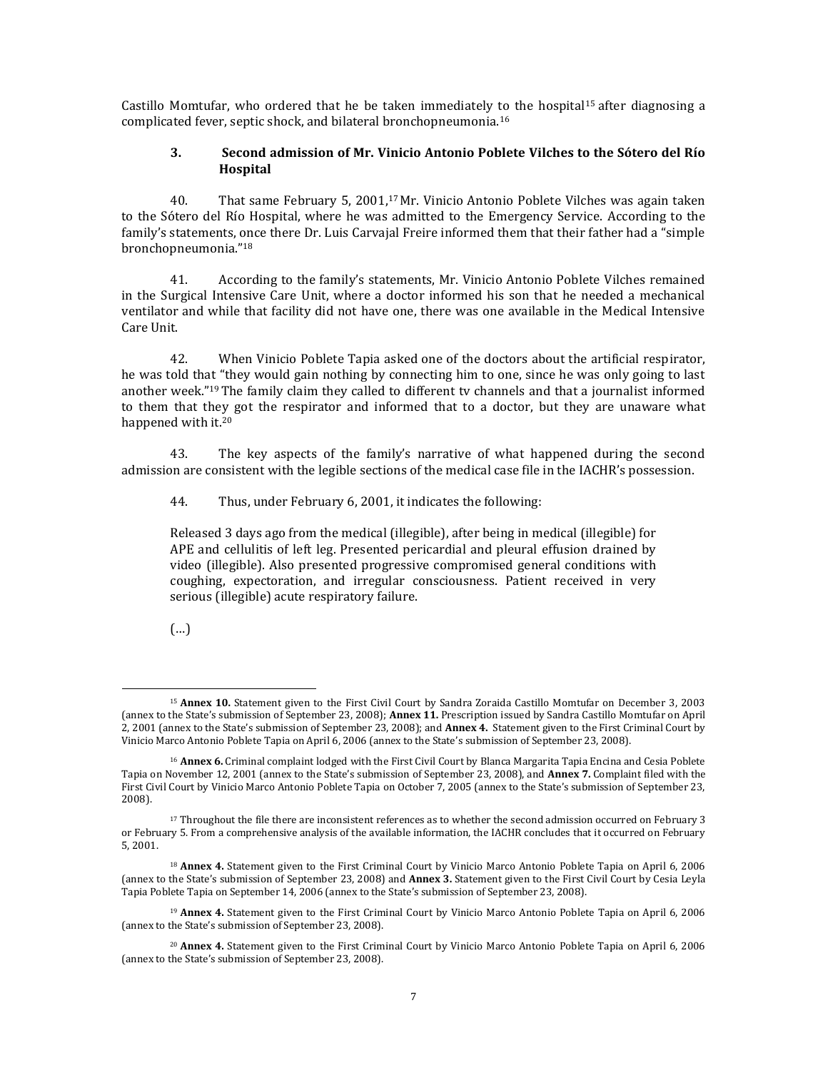Castillo Momtufar, who ordered that he be taken immediately to the hospital[15] after diagnosing a complicated fever, septic shock, and bilateral bronchopneumonia.[16]

### 3. Second admission of Mr. Vinicio Antonio Poblete Vilches to the Sótero del Río Hospital

40. That same February 5, 2001,[17] Mr. Vinicio Antonio Poblete Vilches was again taken to the Sótero del Río Hospital, where he was admitted to the Emergency Service. According to the family's statements, once there Dr. Luis Carvajal Freire informed them that their father had a "simple bronchopneumonia."[18]

41. According to the family's statements, Mr. Vinicio Antonio Poblete Vilches remained in the Surgical Intensive Care Unit, where a doctor informed his son that he needed a mechanical ventilator and while that facility did not have one, there was one available in the Medical Intensive Care Unit.

42. When Vinicio Poblete Tapia asked one of the doctors about the artificial respirator, he was told that "they would gain nothing by connecting him to one, since he was only going to last another week."[19] The family claim they called to different tv channels and that a journalist informed to them that they got the respirator and informed that to a doctor, but they are unaware what happened with it.[20]

43. The key aspects of the family's narrative of what happened during the second admission are consistent with the legible sections of the medical case file in the IACHR's possession.

44. Thus, under February 6, 2001, it indicates the following:

> Released 3 days ago from the medical (illegible), after being in medical (illegible) for APE and cellulitis of left leg. Presented pericardial and pleural effusion drained by video (illegible). Also presented progressive compromised general conditions with coughing, expectoration, and irregular consciousness. Patient received in very serious (illegible) acute respiratory failure.
>
> (…)

---

[15] **Annex 10.** Statement given to the First Civil Court by Sandra Zoraida Castillo Momtufar on December 3, 2003 (annex to the State's submission of September 23, 2008); **Annex 11.** Prescription issued by Sandra Castillo Momtufar on April 2, 2001 (annex to the State's submission of September 23, 2008); and **Annex 4.** Statement given to the First Criminal Court by Vinicio Marco Antonio Poblete Tapia on April 6, 2006 (annex to the State's submission of September 23, 2008).

[16] **Annex 6.** Criminal complaint lodged with the First Civil Court by Blanca Margarita Tapia Encina and Cesia Poblete Tapia on November 12, 2001 (annex to the State's submission of September 23, 2008), and **Annex 7.** Complaint filed with the First Civil Court by Vinicio Marco Antonio Poblete Tapia on October 7, 2005 (annex to the State's submission of September 23, 2008).

[17] Throughout the file there are inconsistent references as to whether the second admission occurred on February 3 or February 5. From a comprehensive analysis of the available information, the IACHR concludes that it occurred on February 5, 2001.

[18] **Annex 4.** Statement given to the First Criminal Court by Vinicio Marco Antonio Poblete Tapia on April 6, 2006 (annex to the State's submission of September 23, 2008) and **Annex 3.** Statement given to the First Civil Court by Cesia Leyla Tapia Poblete Tapia on September 14, 2006 (annex to the State's submission of September 23, 2008).

[19] **Annex 4.** Statement given to the First Criminal Court by Vinicio Marco Antonio Poblete Tapia on April 6, 2006 (annex to the State's submission of September 23, 2008).

[20] **Annex 4.** Statement given to the First Criminal Court by Vinicio Marco Antonio Poblete Tapia on April 6, 2006 (annex to the State's submission of September 23, 2008).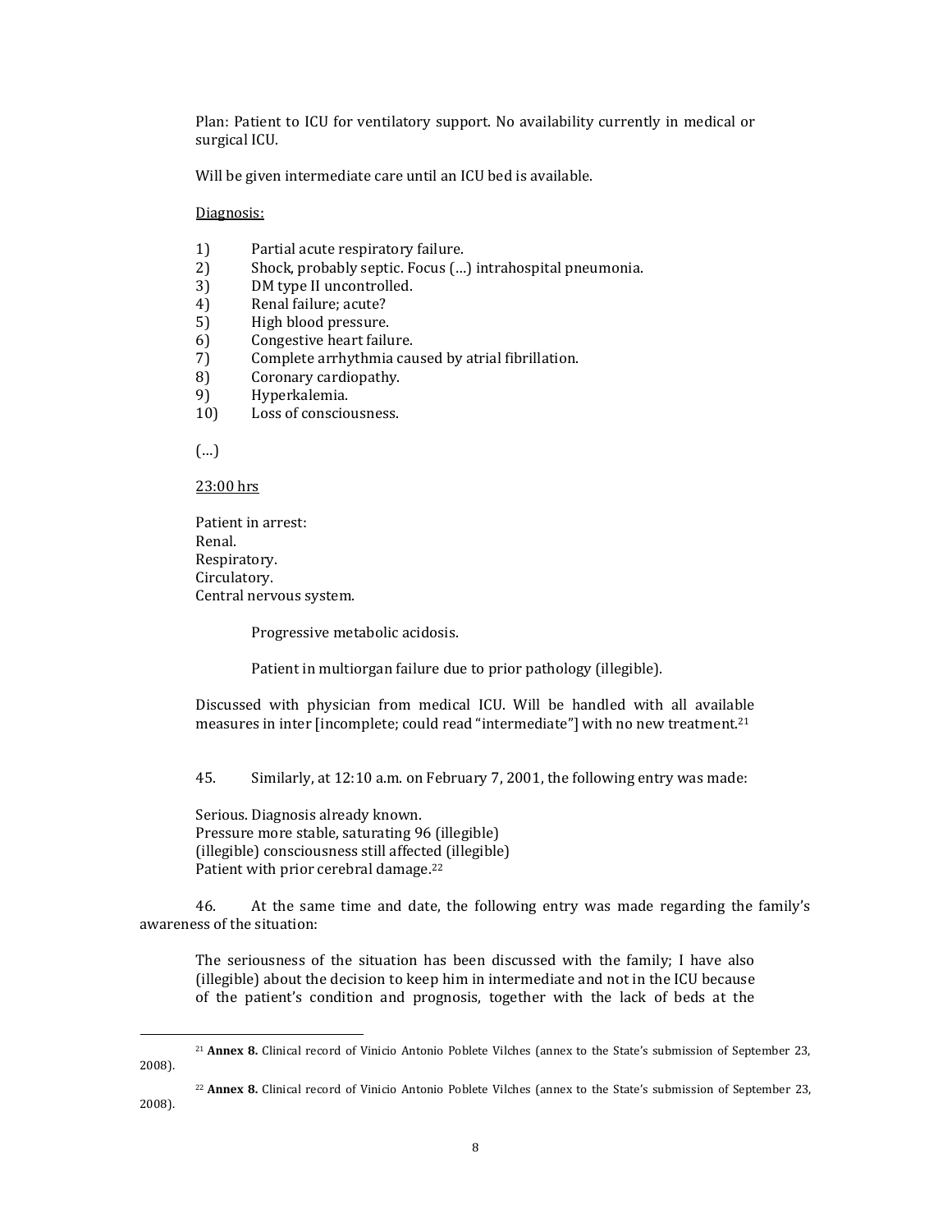Plan: Patient to ICU for ventilatory support. No availability currently in medical or surgical ICU.

Will be given intermediate care until an ICU bed is available.

Diagnosis:

1) Partial acute respiratory failure.
2) Shock, probably septic. Focus (…) intrahospital pneumonia.
3) DM type II uncontrolled.
4) Renal failure; acute?
5) High blood pressure.
6) Congestive heart failure.
7) Complete arrhythmia caused by atrial fibrillation.
8) Coronary cardiopathy.
9) Hyperkalemia.
10) Loss of consciousness.

(…)

23:00 hrs

Patient in arrest:
Renal.
Respiratory.
Circulatory.
Central nervous system.

Progressive metabolic acidosis.

Patient in multiorgan failure due to prior pathology (illegible).

Discussed with physician from medical ICU. Will be handled with all available measures in inter [incomplete; could read "intermediate"] with no new treatment.[21]

45. Similarly, at 12:10 a.m. on February 7, 2001, the following entry was made:

Serious. Diagnosis already known.
Pressure more stable, saturating 96 (illegible)
(illegible) consciousness still affected (illegible)
Patient with prior cerebral damage.[22]

46. At the same time and date, the following entry was made regarding the family's awareness of the situation:

The seriousness of the situation has been discussed with the family; I have also (illegible) about the decision to keep him in intermediate and not in the ICU because of the patient's condition and prognosis, together with the lack of beds at the

[21] **Annex 8.** Clinical record of Vinicio Antonio Poblete Vilches (annex to the State's submission of September 23, 2008).

[22] **Annex 8.** Clinical record of Vinicio Antonio Poblete Vilches (annex to the State's submission of September 23, 2008).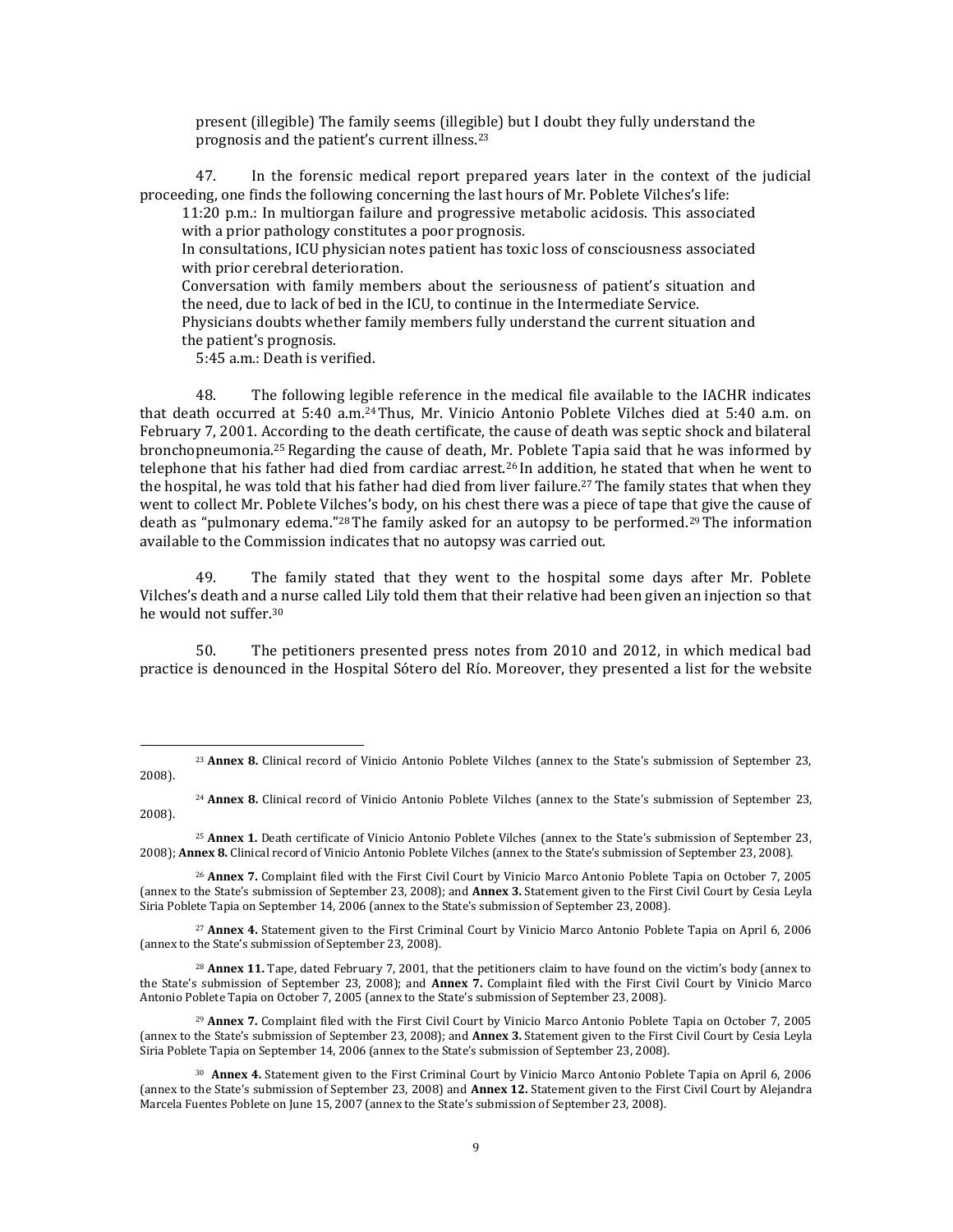> present (illegible) The family seems (illegible) but I doubt they fully understand the prognosis and the patient's current illness.[23]

47. In the forensic medical report prepared years later in the context of the judicial proceeding, one finds the following concerning the last hours of Mr. Poblete Vilches's life:

> 11:20 p.m.: In multiorgan failure and progressive metabolic acidosis. This associated with a prior pathology constitutes a poor prognosis.
>
> In consultations, ICU physician notes patient has toxic loss of consciousness associated with prior cerebral deterioration.
>
> Conversation with family members about the seriousness of patient's situation and the need, due to lack of bed in the ICU, to continue in the Intermediate Service.
>
> Physicians doubts whether family members fully understand the current situation and the patient's prognosis.
>
> 5:45 a.m.: Death is verified.

48. The following legible reference in the medical file available to the IACHR indicates that death occurred at 5:40 a.m.[24] Thus, Mr. Vinicio Antonio Poblete Vilches died at 5:40 a.m. on February 7, 2001. According to the death certificate, the cause of death was septic shock and bilateral bronchopneumonia.[25] Regarding the cause of death, Mr. Poblete Tapia said that he was informed by telephone that his father had died from cardiac arrest.[26] In addition, he stated that when he went to the hospital, he was told that his father had died from liver failure.[27] The family states that when they went to collect Mr. Poblete Vilches's body, on his chest there was a piece of tape that give the cause of death as "pulmonary edema."[28] The family asked for an autopsy to be performed.[29] The information available to the Commission indicates that no autopsy was carried out.

49. The family stated that they went to the hospital some days after Mr. Poblete Vilches's death and a nurse called Lily told them that their relative had been given an injection so that he would not suffer.[30]

50. The petitioners presented press notes from 2010 and 2012, in which medical bad practice is denounced in the Hospital Sótero del Río. Moreover, they presented a list for the website

---

[23] **Annex 8.** Clinical record of Vinicio Antonio Poblete Vilches (annex to the State's submission of September 23, 2008).

[24] **Annex 8.** Clinical record of Vinicio Antonio Poblete Vilches (annex to the State's submission of September 23, 2008).

[25] **Annex 1.** Death certificate of Vinicio Antonio Poblete Vilches (annex to the State's submission of September 23, 2008); **Annex 8.** Clinical record of Vinicio Antonio Poblete Vilches (annex to the State's submission of September 23, 2008).

[26] **Annex 7.** Complaint filed with the First Civil Court by Vinicio Marco Antonio Poblete Tapia on October 7, 2005 (annex to the State's submission of September 23, 2008); and **Annex 3.** Statement given to the First Civil Court by Cesia Leyla Siria Poblete Tapia on September 14, 2006 (annex to the State's submission of September 23, 2008).

[27] **Annex 4.** Statement given to the First Criminal Court by Vinicio Marco Antonio Poblete Tapia on April 6, 2006 (annex to the State's submission of September 23, 2008).

[28] **Annex 11.** Tape, dated February 7, 2001, that the petitioners claim to have found on the victim's body (annex to the State's submission of September 23, 2008); and **Annex 7.** Complaint filed with the First Civil Court by Vinicio Marco Antonio Poblete Tapia on October 7, 2005 (annex to the State's submission of September 23, 2008).

[29] **Annex 7.** Complaint filed with the First Civil Court by Vinicio Marco Antonio Poblete Tapia on October 7, 2005 (annex to the State's submission of September 23, 2008); and **Annex 3.** Statement given to the First Civil Court by Cesia Leyla Siria Poblete Tapia on September 14, 2006 (annex to the State's submission of September 23, 2008).

[30] **Annex 4.** Statement given to the First Criminal Court by Vinicio Marco Antonio Poblete Tapia on April 6, 2006 (annex to the State's submission of September 23, 2008) and **Annex 12.** Statement given to the First Civil Court by Alejandra Marcela Fuentes Poblete on June 15, 2007 (annex to the State's submission of September 23, 2008).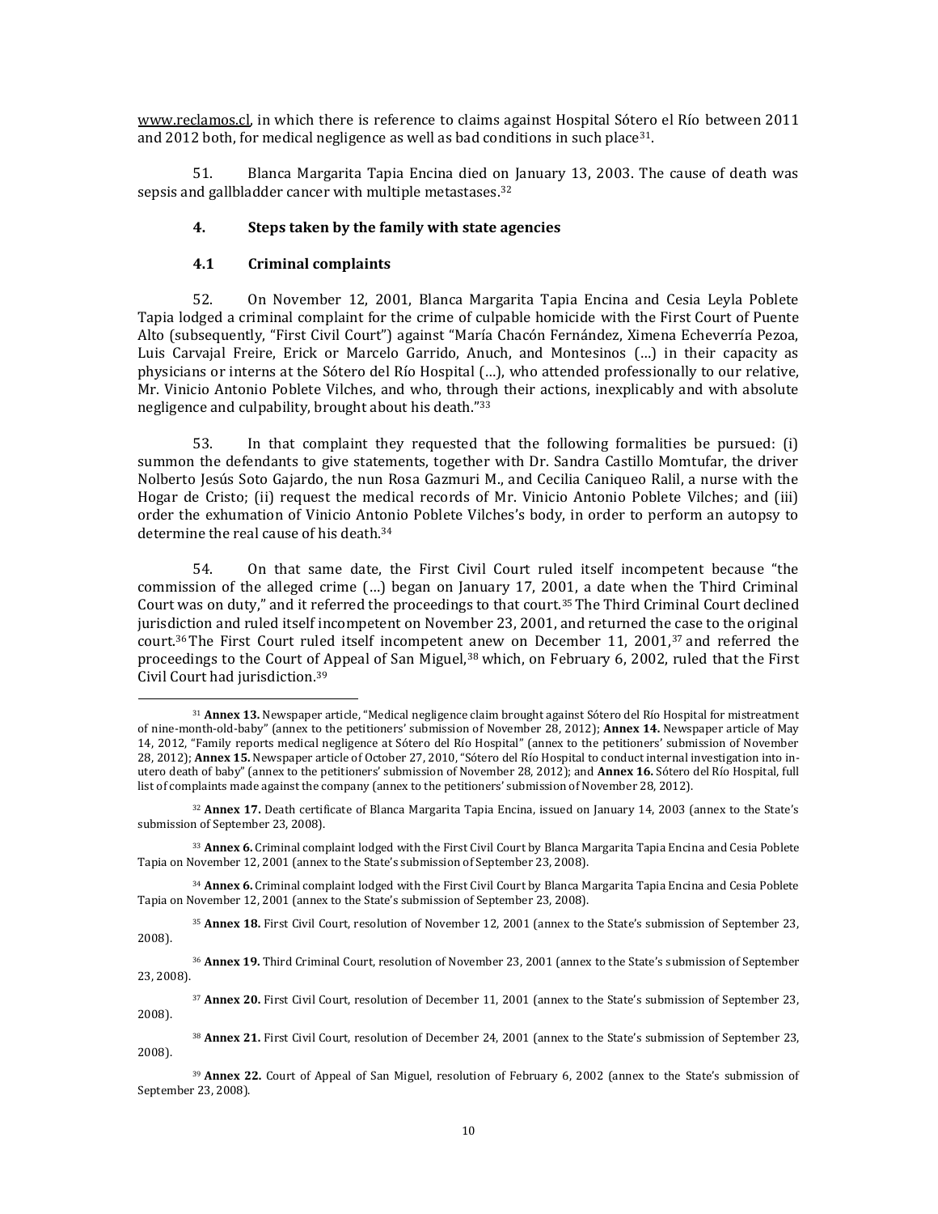www.reclamos.cl, in which there is reference to claims against Hospital Sótero el Río between 2011 and 2012 both, for medical negligence as well as bad conditions in such place[31].

51. Blanca Margarita Tapia Encina died on January 13, 2003. The cause of death was sepsis and gallbladder cancer with multiple metastases.[32]

### 4. Steps taken by the family with state agencies

#### 4.1 Criminal complaints

52. On November 12, 2001, Blanca Margarita Tapia Encina and Cesia Leyla Poblete Tapia lodged a criminal complaint for the crime of culpable homicide with the First Court of Puente Alto (subsequently, "First Civil Court") against "María Chacón Fernández, Ximena Echeverría Pezoa, Luis Carvajal Freire, Erick or Marcelo Garrido, Anuch, and Montesinos (…) in their capacity as physicians or interns at the Sótero del Río Hospital (…), who attended professionally to our relative, Mr. Vinicio Antonio Poblete Vilches, and who, through their actions, inexplicably and with absolute negligence and culpability, brought about his death."[33]

53. In that complaint they requested that the following formalities be pursued: (i) summon the defendants to give statements, together with Dr. Sandra Castillo Momtufar, the driver Nolberto Jesús Soto Gajardo, the nun Rosa Gazmuri M., and Cecilia Caniqueo Ralil, a nurse with the Hogar de Cristo; (ii) request the medical records of Mr. Vinicio Antonio Poblete Vilches; and (iii) order the exhumation of Vinicio Antonio Poblete Vilches's body, in order to perform an autopsy to determine the real cause of his death.[34]

54. On that same date, the First Civil Court ruled itself incompetent because "the commission of the alleged crime (…) began on January 17, 2001, a date when the Third Criminal Court was on duty," and it referred the proceedings to that court.[35] The Third Criminal Court declined jurisdiction and ruled itself incompetent on November 23, 2001, and returned the case to the original court.[36] The First Court ruled itself incompetent anew on December 11, 2001,[37] and referred the proceedings to the Court of Appeal of San Miguel,[38] which, on February 6, 2002, ruled that the First Civil Court had jurisdiction.[39]

---

[31] **Annex 13.** Newspaper article, "Medical negligence claim brought against Sótero del Río Hospital for mistreatment of nine-month-old-baby" (annex to the petitioners' submission of November 28, 2012); **Annex 14.** Newspaper article of May 14, 2012, "Family reports medical negligence at Sótero del Río Hospital" (annex to the petitioners' submission of November 28, 2012); **Annex 15.** Newspaper article of October 27, 2010, "Sótero del Río Hospital to conduct internal investigation into in-utero death of baby" (annex to the petitioners' submission of November 28, 2012); and **Annex 16.** Sótero del Río Hospital, full list of complaints made against the company (annex to the petitioners' submission of November 28, 2012).

[32] **Annex 17.** Death certificate of Blanca Margarita Tapia Encina, issued on January 14, 2003 (annex to the State's submission of September 23, 2008).

[33] **Annex 6.** Criminal complaint lodged with the First Civil Court by Blanca Margarita Tapia Encina and Cesia Poblete Tapia on November 12, 2001 (annex to the State's submission of September 23, 2008).

[34] **Annex 6.** Criminal complaint lodged with the First Civil Court by Blanca Margarita Tapia Encina and Cesia Poblete Tapia on November 12, 2001 (annex to the State's submission of September 23, 2008).

[35] **Annex 18.** First Civil Court, resolution of November 12, 2001 (annex to the State's submission of September 23, 2008).

[36] **Annex 19.** Third Criminal Court, resolution of November 23, 2001 (annex to the State's submission of September 23, 2008).

[37] **Annex 20.** First Civil Court, resolution of December 11, 2001 (annex to the State's submission of September 23, 2008).

[38] **Annex 21.** First Civil Court, resolution of December 24, 2001 (annex to the State's submission of September 23, 2008).

[39] **Annex 22.** Court of Appeal of San Miguel, resolution of February 6, 2002 (annex to the State's submission of September 23, 2008).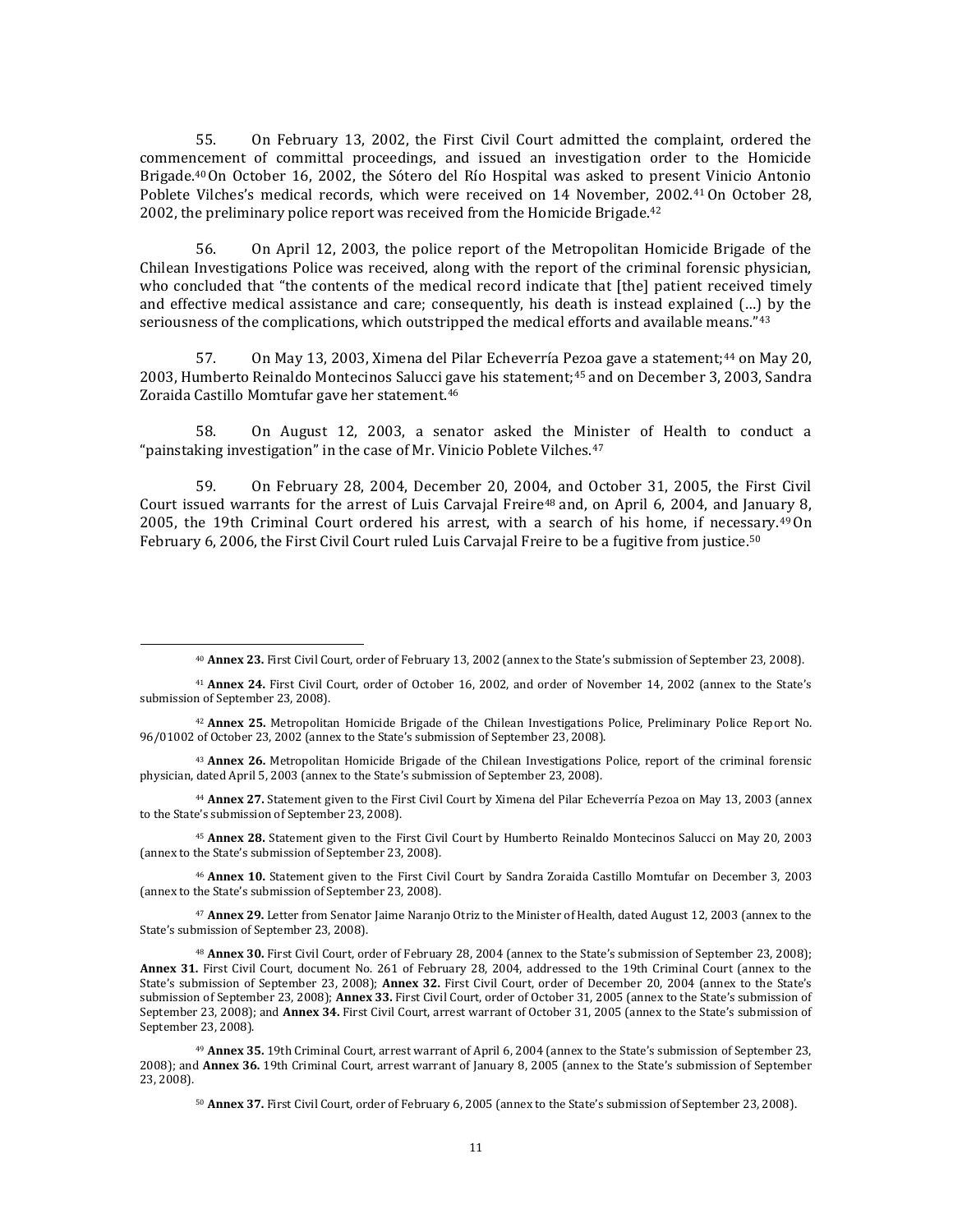55. On February 13, 2002, the First Civil Court admitted the complaint, ordered the commencement of committal proceedings, and issued an investigation order to the Homicide Brigade.[40] On October 16, 2002, the Sótero del Río Hospital was asked to present Vinicio Antonio Poblete Vilches's medical records, which were received on 14 November, 2002.[41] On October 28, 2002, the preliminary police report was received from the Homicide Brigade.[42]

56. On April 12, 2003, the police report of the Metropolitan Homicide Brigade of the Chilean Investigations Police was received, along with the report of the criminal forensic physician, who concluded that "the contents of the medical record indicate that [the] patient received timely and effective medical assistance and care; consequently, his death is instead explained (…) by the seriousness of the complications, which outstripped the medical efforts and available means."[43]

57. On May 13, 2003, Ximena del Pilar Echeverría Pezoa gave a statement;[44] on May 20, 2003, Humberto Reinaldo Montecinos Salucci gave his statement;[45] and on December 3, 2003, Sandra Zoraida Castillo Momtufar gave her statement.[46]

58. On August 12, 2003, a senator asked the Minister of Health to conduct a "painstaking investigation" in the case of Mr. Vinicio Poblete Vilches.[47]

59. On February 28, 2004, December 20, 2004, and October 31, 2005, the First Civil Court issued warrants for the arrest of Luis Carvajal Freire[48] and, on April 6, 2004, and January 8, 2005, the 19th Criminal Court ordered his arrest, with a search of his home, if necessary.[49] On February 6, 2006, the First Civil Court ruled Luis Carvajal Freire to be a fugitive from justice.[50]

---

[40] **Annex 23.** First Civil Court, order of February 13, 2002 (annex to the State's submission of September 23, 2008).

[41] **Annex 24.** First Civil Court, order of October 16, 2002, and order of November 14, 2002 (annex to the State's submission of September 23, 2008).

[42] **Annex 25.** Metropolitan Homicide Brigade of the Chilean Investigations Police, Preliminary Police Report No. 96/01002 of October 23, 2002 (annex to the State's submission of September 23, 2008).

[43] **Annex 26.** Metropolitan Homicide Brigade of the Chilean Investigations Police, report of the criminal forensic physician, dated April 5, 2003 (annex to the State's submission of September 23, 2008).

[44] **Annex 27.** Statement given to the First Civil Court by Ximena del Pilar Echeverría Pezoa on May 13, 2003 (annex to the State's submission of September 23, 2008).

[45] **Annex 28.** Statement given to the First Civil Court by Humberto Reinaldo Montecinos Salucci on May 20, 2003 (annex to the State's submission of September 23, 2008).

[46] **Annex 10.** Statement given to the First Civil Court by Sandra Zoraida Castillo Momtufar on December 3, 2003 (annex to the State's submission of September 23, 2008).

[47] **Annex 29.** Letter from Senator Jaime Naranjo Otriz to the Minister of Health, dated August 12, 2003 (annex to the State's submission of September 23, 2008).

[48] **Annex 30.** First Civil Court, order of February 28, 2004 (annex to the State's submission of September 23, 2008); **Annex 31.** First Civil Court, document No. 261 of February 28, 2004, addressed to the 19th Criminal Court (annex to the State's submission of September 23, 2008); **Annex 32.** First Civil Court, order of December 20, 2004 (annex to the State's submission of September 23, 2008); **Annex 33.** First Civil Court, order of October 31, 2005 (annex to the State's submission of September 23, 2008); and **Annex 34.** First Civil Court, arrest warrant of October 31, 2005 (annex to the State's submission of September 23, 2008).

[49] **Annex 35.** 19th Criminal Court, arrest warrant of April 6, 2004 (annex to the State's submission of September 23, 2008); and **Annex 36.** 19th Criminal Court, arrest warrant of January 8, 2005 (annex to the State's submission of September 23, 2008).

[50] **Annex 37.** First Civil Court, order of February 6, 2005 (annex to the State's submission of September 23, 2008).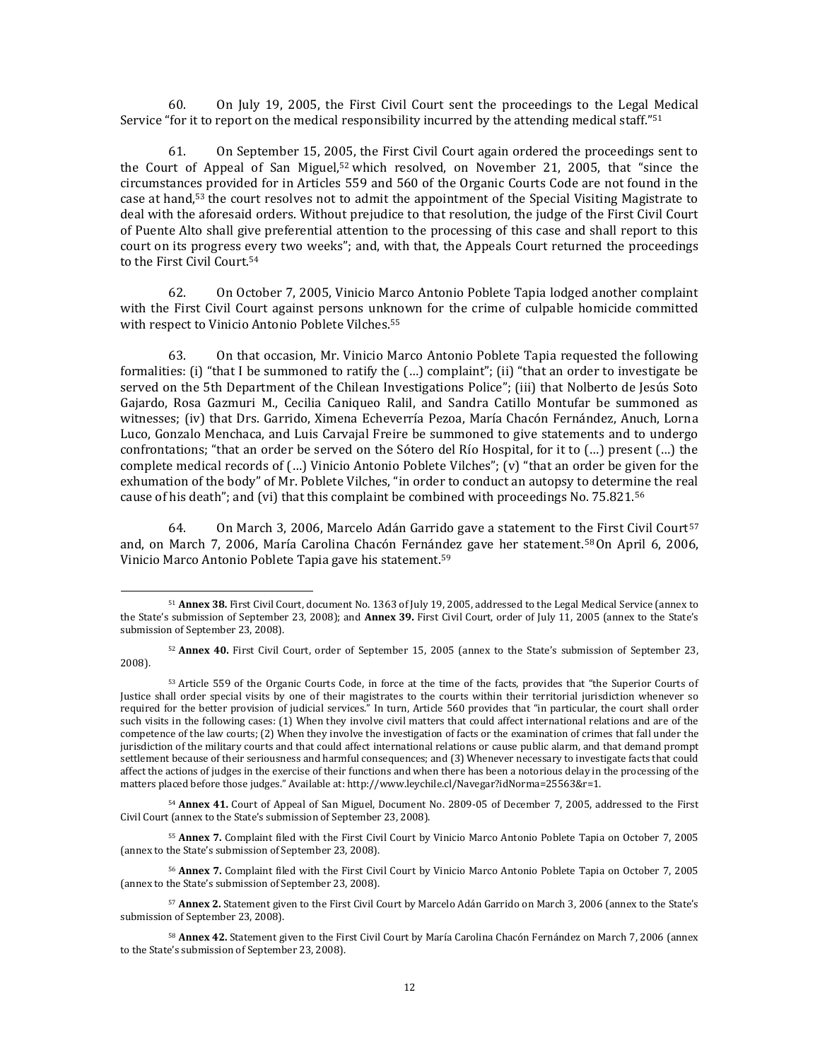60. On July 19, 2005, the First Civil Court sent the proceedings to the Legal Medical Service "for it to report on the medical responsibility incurred by the attending medical staff."[51]

61. On September 15, 2005, the First Civil Court again ordered the proceedings sent to the Court of Appeal of San Miguel,[52] which resolved, on November 21, 2005, that "since the circumstances provided for in Articles 559 and 560 of the Organic Courts Code are not found in the case at hand,[53] the court resolves not to admit the appointment of the Special Visiting Magistrate to deal with the aforesaid orders. Without prejudice to that resolution, the judge of the First Civil Court of Puente Alto shall give preferential attention to the processing of this case and shall report to this court on its progress every two weeks"; and, with that, the Appeals Court returned the proceedings to the First Civil Court.[54]

62. On October 7, 2005, Vinicio Marco Antonio Poblete Tapia lodged another complaint with the First Civil Court against persons unknown for the crime of culpable homicide committed with respect to Vinicio Antonio Poblete Vilches.[55]

63. On that occasion, Mr. Vinicio Marco Antonio Poblete Tapia requested the following formalities: (i) "that I be summoned to ratify the (…) complaint"; (ii) "that an order to investigate be served on the 5th Department of the Chilean Investigations Police"; (iii) that Nolberto de Jesús Soto Gajardo, Rosa Gazmuri M., Cecilia Caniqueo Ralil, and Sandra Catillo Montufar be summoned as witnesses; (iv) that Drs. Garrido, Ximena Echeverría Pezoa, María Chacón Fernández, Anuch, Lorna Luco, Gonzalo Menchaca, and Luis Carvajal Freire be summoned to give statements and to undergo confrontations; "that an order be served on the Sótero del Río Hospital, for it to (…) present (…) the complete medical records of (…) Vinicio Antonio Poblete Vilches"; (v) "that an order be given for the exhumation of the body" of Mr. Poblete Vilches, "in order to conduct an autopsy to determine the real cause of his death"; and (vi) that this complaint be combined with proceedings No. 75.821.[56]

64. On March 3, 2006, Marcelo Adán Garrido gave a statement to the First Civil Court[57] and, on March 7, 2006, María Carolina Chacón Fernández gave her statement.[58] On April 6, 2006, Vinicio Marco Antonio Poblete Tapia gave his statement.[59]

---

[51] **Annex 38.** First Civil Court, document No. 1363 of July 19, 2005, addressed to the Legal Medical Service (annex to the State's submission of September 23, 2008); and **Annex 39.** First Civil Court, order of July 11, 2005 (annex to the State's submission of September 23, 2008).

[52] **Annex 40.** First Civil Court, order of September 15, 2005 (annex to the State's submission of September 23, 2008).

[53] Article 559 of the Organic Courts Code, in force at the time of the facts, provides that "the Superior Courts of Justice shall order special visits by one of their magistrates to the courts within their territorial jurisdiction whenever so required for the better provision of judicial services." In turn, Article 560 provides that "in particular, the court shall order such visits in the following cases: (1) When they involve civil matters that could affect international relations and are of the competence of the law courts; (2) When they involve the investigation of facts or the examination of crimes that fall under the jurisdiction of the military courts and that could affect international relations or cause public alarm, and that demand prompt settlement because of their seriousness and harmful consequences; and (3) Whenever necessary to investigate facts that could affect the actions of judges in the exercise of their functions and when there has been a notorious delay in the processing of the matters placed before those judges." Available at: http://www.leychile.cl/Navegar?idNorma=25563&r=1.

[54] **Annex 41.** Court of Appeal of San Miguel, Document No. 2809-05 of December 7, 2005, addressed to the First Civil Court (annex to the State's submission of September 23, 2008).

[55] **Annex 7.** Complaint filed with the First Civil Court by Vinicio Marco Antonio Poblete Tapia on October 7, 2005 (annex to the State's submission of September 23, 2008).

[56] **Annex 7.** Complaint filed with the First Civil Court by Vinicio Marco Antonio Poblete Tapia on October 7, 2005 (annex to the State's submission of September 23, 2008).

[57] **Annex 2.** Statement given to the First Civil Court by Marcelo Adán Garrido on March 3, 2006 (annex to the State's submission of September 23, 2008).

[58] **Annex 42.** Statement given to the First Civil Court by María Carolina Chacón Fernández on March 7, 2006 (annex to the State's submission of September 23, 2008).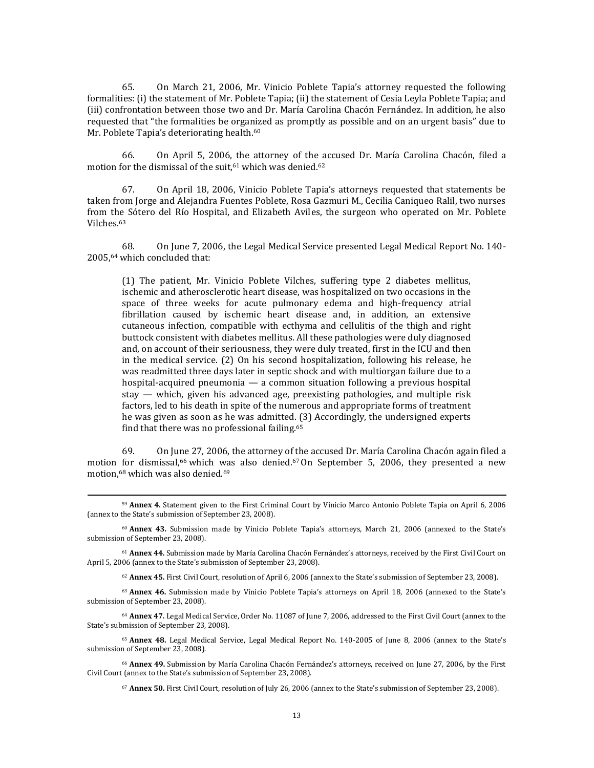65. On March 21, 2006, Mr. Vinicio Poblete Tapia's attorney requested the following formalities: (i) the statement of Mr. Poblete Tapia; (ii) the statement of Cesia Leyla Poblete Tapia; and (iii) confrontation between those two and Dr. María Carolina Chacón Fernández. In addition, he also requested that "the formalities be organized as promptly as possible and on an urgent basis" due to Mr. Poblete Tapia's deteriorating health.[60]

66. On April 5, 2006, the attorney of the accused Dr. María Carolina Chacón, filed a motion for the dismissal of the suit,[61] which was denied.[62]

67. On April 18, 2006, Vinicio Poblete Tapia's attorneys requested that statements be taken from Jorge and Alejandra Fuentes Poblete, Rosa Gazmuri M., Cecilia Caniqueo Ralil, two nurses from the Sótero del Río Hospital, and Elizabeth Aviles, the surgeon who operated on Mr. Poblete Vilches.[63]

68. On June 7, 2006, the Legal Medical Service presented Legal Medical Report No. 140-2005,[64] which concluded that:

> (1) The patient, Mr. Vinicio Poblete Vilches, suffering type 2 diabetes mellitus, ischemic and atherosclerotic heart disease, was hospitalized on two occasions in the space of three weeks for acute pulmonary edema and high-frequency atrial fibrillation caused by ischemic heart disease and, in addition, an extensive cutaneous infection, compatible with ecthyma and cellulitis of the thigh and right buttock consistent with diabetes mellitus. All these pathologies were duly diagnosed and, on account of their seriousness, they were duly treated, first in the ICU and then in the medical service. (2) On his second hospitalization, following his release, he was readmitted three days later in septic shock and with multiorgan failure due to a hospital-acquired pneumonia — a common situation following a previous hospital stay — which, given his advanced age, preexisting pathologies, and multiple risk factors, led to his death in spite of the numerous and appropriate forms of treatment he was given as soon as he was admitted. (3) Accordingly, the undersigned experts find that there was no professional failing.[65]

69. On June 27, 2006, the attorney of the accused Dr. María Carolina Chacón again filed a motion for dismissal,[66] which was also denied.[67] On September 5, 2006, they presented a new motion,[68] which was also denied.[69]

---

[59] **Annex 4.** Statement given to the First Criminal Court by Vinicio Marco Antonio Poblete Tapia on April 6, 2006 (annex to the State's submission of September 23, 2008).

[60] **Annex 43.** Submission made by Vinicio Poblete Tapia's attorneys, March 21, 2006 (annexed to the State's submission of September 23, 2008).

[61] **Annex 44.** Submission made by María Carolina Chacón Fernández's attorneys, received by the First Civil Court on April 5, 2006 (annex to the State's submission of September 23, 2008).

[62] **Annex 45.** First Civil Court, resolution of April 6, 2006 (annex to the State's submission of September 23, 2008).

[63] **Annex 46.** Submission made by Vinicio Poblete Tapia's attorneys on April 18, 2006 (annexed to the State's submission of September 23, 2008).

[64] **Annex 47.** Legal Medical Service, Order No. 11087 of June 7, 2006, addressed to the First Civil Court (annex to the State's submission of September 23, 2008).

[65] **Annex 48.** Legal Medical Service, Legal Medical Report No. 140-2005 of June 8, 2006 (annex to the State's submission of September 23, 2008).

[66] **Annex 49.** Submission by María Carolina Chacón Fernández's attorneys, received on June 27, 2006, by the First Civil Court (annex to the State's submission of September 23, 2008).

[67] **Annex 50.** First Civil Court, resolution of July 26, 2006 (annex to the State's submission of September 23, 2008).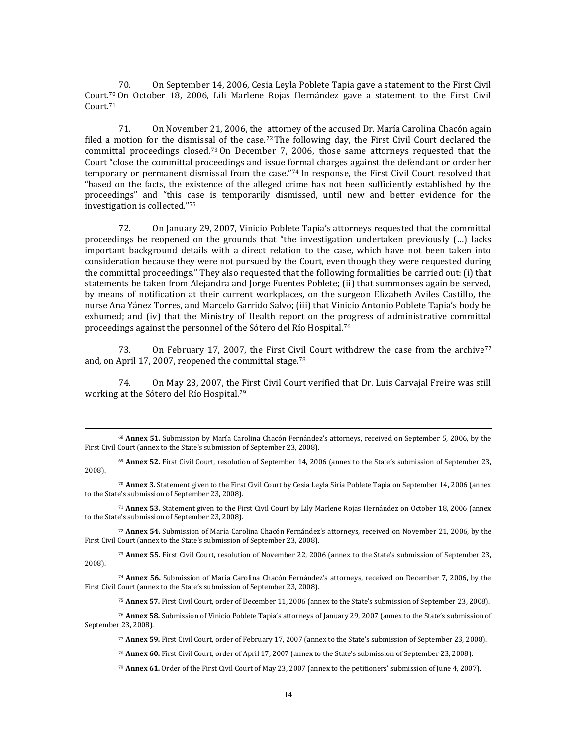70. On September 14, 2006, Cesia Leyla Poblete Tapia gave a statement to the First Civil Court.[70] On October 18, 2006, Lili Marlene Rojas Hernández gave a statement to the First Civil Court.[71]

71. On November 21, 2006, the attorney of the accused Dr. María Carolina Chacón again filed a motion for the dismissal of the case.[72] The following day, the First Civil Court declared the committal proceedings closed.[73] On December 7, 2006, those same attorneys requested that the Court "close the committal proceedings and issue formal charges against the defendant or order her temporary or permanent dismissal from the case."[74] In response, the First Civil Court resolved that "based on the facts, the existence of the alleged crime has not been sufficiently established by the proceedings" and "this case is temporarily dismissed, until new and better evidence for the investigation is collected."[75]

72. On January 29, 2007, Vinicio Poblete Tapia's attorneys requested that the committal proceedings be reopened on the grounds that "the investigation undertaken previously (…) lacks important background details with a direct relation to the case, which have not been taken into consideration because they were not pursued by the Court, even though they were requested during the committal proceedings." They also requested that the following formalities be carried out: (i) that statements be taken from Alejandra and Jorge Fuentes Poblete; (ii) that summonses again be served, by means of notification at their current workplaces, on the surgeon Elizabeth Aviles Castillo, the nurse Ana Yánez Torres, and Marcelo Garrido Salvo; (iii) that Vinicio Antonio Poblete Tapia's body be exhumed; and (iv) that the Ministry of Health report on the progress of administrative committal proceedings against the personnel of the Sótero del Río Hospital.[76]

73. On February 17, 2007, the First Civil Court withdrew the case from the archive[77] and, on April 17, 2007, reopened the committal stage.[78]

74. On May 23, 2007, the First Civil Court verified that Dr. Luis Carvajal Freire was still working at the Sótero del Río Hospital.[79]

---

[68] **Annex 51.** Submission by María Carolina Chacón Fernández's attorneys, received on September 5, 2006, by the First Civil Court (annex to the State's submission of September 23, 2008).

[69] **Annex 52.** First Civil Court, resolution of September 14, 2006 (annex to the State's submission of September 23, 2008).

[70] **Annex 3.** Statement given to the First Civil Court by Cesia Leyla Siria Poblete Tapia on September 14, 2006 (annex to the State's submission of September 23, 2008).

[71] **Annex 53.** Statement given to the First Civil Court by Lily Marlene Rojas Hernández on October 18, 2006 (annex to the State's submission of September 23, 2008).

[72] **Annex 54.** Submission of María Carolina Chacón Fernández's attorneys, received on November 21, 2006, by the First Civil Court (annex to the State's submission of September 23, 2008).

[73] **Annex 55.** First Civil Court, resolution of November 22, 2006 (annex to the State's submission of September 23, 2008).

[74] **Annex 56.** Submission of María Carolina Chacón Fernández's attorneys, received on December 7, 2006, by the First Civil Court (annex to the State's submission of September 23, 2008).

[75] **Annex 57.** First Civil Court, order of December 11, 2006 (annex to the State's submission of September 23, 2008).

[76] **Annex 58.** Submission of Vinicio Poblete Tapia's attorneys of January 29, 2007 (annex to the State's submission of September 23, 2008).

[77] **Annex 59.** First Civil Court, order of February 17, 2007 (annex to the State's submission of September 23, 2008).

[78] **Annex 60.** First Civil Court, order of April 17, 2007 (annex to the State's submission of September 23, 2008).

[79] **Annex 61.** Order of the First Civil Court of May 23, 2007 (annex to the petitioners' submission of June 4, 2007).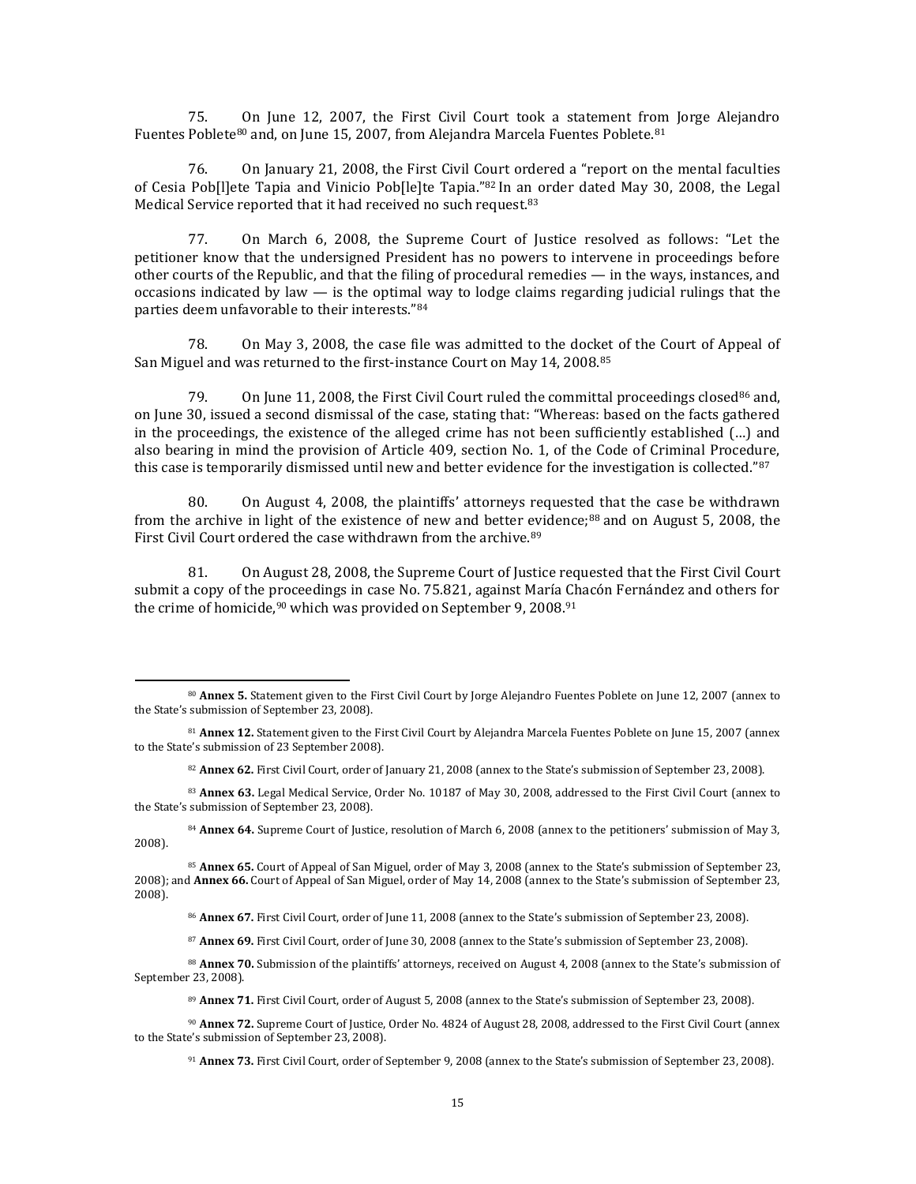75. On June 12, 2007, the First Civil Court took a statement from Jorge Alejandro Fuentes Poblete[80] and, on June 15, 2007, from Alejandra Marcela Fuentes Poblete.[81]

76. On January 21, 2008, the First Civil Court ordered a "report on the mental faculties of Cesia Pob[l]ete Tapia and Vinicio Pob[le]te Tapia."[82] In an order dated May 30, 2008, the Legal Medical Service reported that it had received no such request.[83]

77. On March 6, 2008, the Supreme Court of Justice resolved as follows: "Let the petitioner know that the undersigned President has no powers to intervene in proceedings before other courts of the Republic, and that the filing of procedural remedies — in the ways, instances, and occasions indicated by law — is the optimal way to lodge claims regarding judicial rulings that the parties deem unfavorable to their interests."[84]

78. On May 3, 2008, the case file was admitted to the docket of the Court of Appeal of San Miguel and was returned to the first-instance Court on May 14, 2008.[85]

79. On June 11, 2008, the First Civil Court ruled the committal proceedings closed[86] and, on June 30, issued a second dismissal of the case, stating that: "Whereas: based on the facts gathered in the proceedings, the existence of the alleged crime has not been sufficiently established (…) and also bearing in mind the provision of Article 409, section No. 1, of the Code of Criminal Procedure, this case is temporarily dismissed until new and better evidence for the investigation is collected."[87]

80. On August 4, 2008, the plaintiffs' attorneys requested that the case be withdrawn from the archive in light of the existence of new and better evidence;[88] and on August 5, 2008, the First Civil Court ordered the case withdrawn from the archive.[89]

81. On August 28, 2008, the Supreme Court of Justice requested that the First Civil Court submit a copy of the proceedings in case No. 75.821, against María Chacón Fernández and others for the crime of homicide,[90] which was provided on September 9, 2008.[91]

---

[80] **Annex 5.** Statement given to the First Civil Court by Jorge Alejandro Fuentes Poblete on June 12, 2007 (annex to the State's submission of September 23, 2008).

[81] **Annex 12.** Statement given to the First Civil Court by Alejandra Marcela Fuentes Poblete on June 15, 2007 (annex to the State's submission of 23 September 2008).

[82] **Annex 62.** First Civil Court, order of January 21, 2008 (annex to the State's submission of September 23, 2008).

[83] **Annex 63.** Legal Medical Service, Order No. 10187 of May 30, 2008, addressed to the First Civil Court (annex to the State's submission of September 23, 2008).

[84] **Annex 64.** Supreme Court of Justice, resolution of March 6, 2008 (annex to the petitioners' submission of May 3, 2008).

[85] **Annex 65.** Court of Appeal of San Miguel, order of May 3, 2008 (annex to the State's submission of September 23, 2008); and **Annex 66.** Court of Appeal of San Miguel, order of May 14, 2008 (annex to the State's submission of September 23, 2008).

[86] **Annex 67.** First Civil Court, order of June 11, 2008 (annex to the State's submission of September 23, 2008).

[87] **Annex 69.** First Civil Court, order of June 30, 2008 (annex to the State's submission of September 23, 2008).

[88] **Annex 70.** Submission of the plaintiffs' attorneys, received on August 4, 2008 (annex to the State's submission of September 23, 2008).

[89] **Annex 71.** First Civil Court, order of August 5, 2008 (annex to the State's submission of September 23, 2008).

[90] **Annex 72.** Supreme Court of Justice, Order No. 4824 of August 28, 2008, addressed to the First Civil Court (annex to the State's submission of September 23, 2008).

[91] **Annex 73.** First Civil Court, order of September 9, 2008 (annex to the State's submission of September 23, 2008).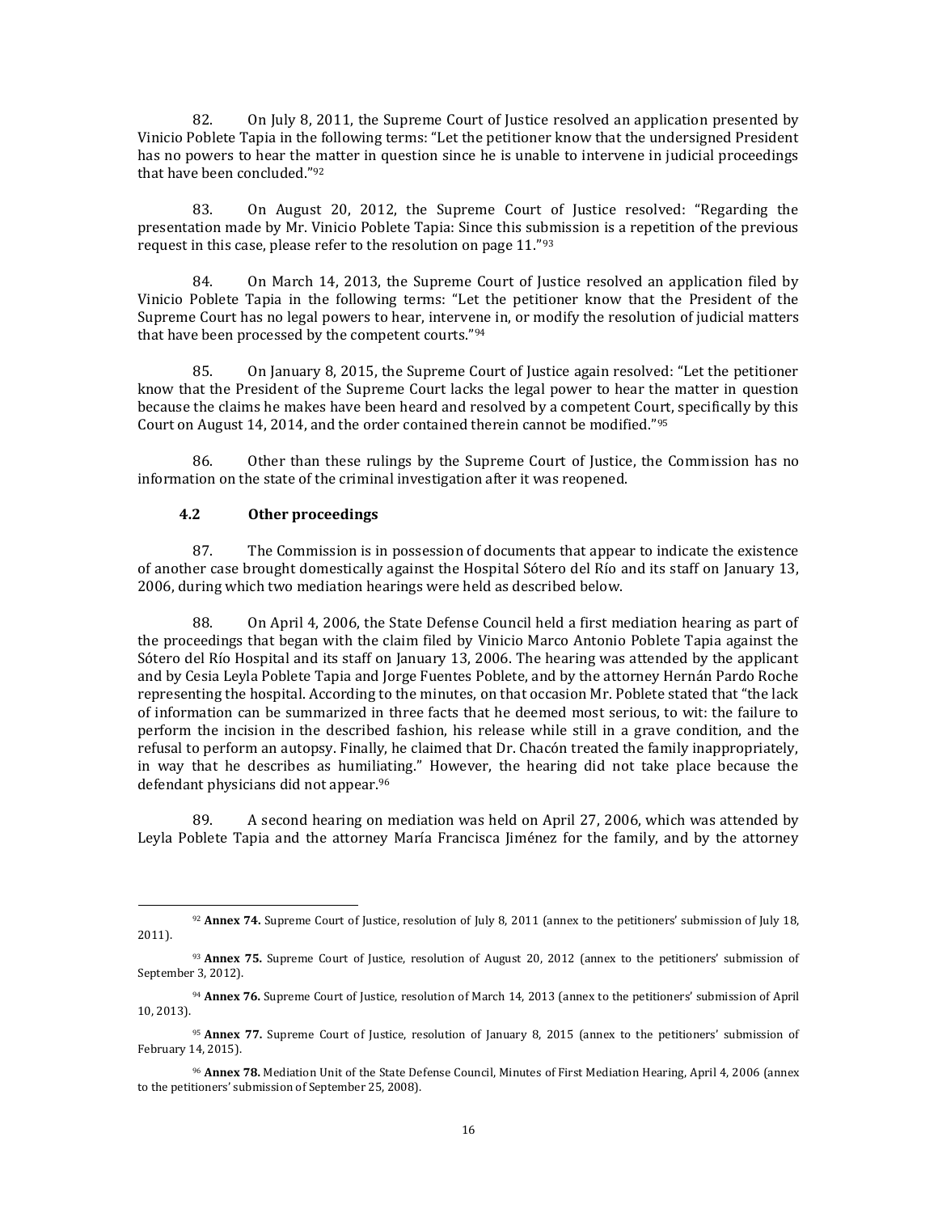82. On July 8, 2011, the Supreme Court of Justice resolved an application presented by Vinicio Poblete Tapia in the following terms: "Let the petitioner know that the undersigned President has no powers to hear the matter in question since he is unable to intervene in judicial proceedings that have been concluded."[92]

83. On August 20, 2012, the Supreme Court of Justice resolved: "Regarding the presentation made by Mr. Vinicio Poblete Tapia: Since this submission is a repetition of the previous request in this case, please refer to the resolution on page 11."[93]

84. On March 14, 2013, the Supreme Court of Justice resolved an application filed by Vinicio Poblete Tapia in the following terms: "Let the petitioner know that the President of the Supreme Court has no legal powers to hear, intervene in, or modify the resolution of judicial matters that have been processed by the competent courts."[94]

85. On January 8, 2015, the Supreme Court of Justice again resolved: "Let the petitioner know that the President of the Supreme Court lacks the legal power to hear the matter in question because the claims he makes have been heard and resolved by a competent Court, specifically by this Court on August 14, 2014, and the order contained therein cannot be modified."[95]

86. Other than these rulings by the Supreme Court of Justice, the Commission has no information on the state of the criminal investigation after it was reopened.

### 4.2 Other proceedings

87. The Commission is in possession of documents that appear to indicate the existence of another case brought domestically against the Hospital Sótero del Río and its staff on January 13, 2006, during which two mediation hearings were held as described below.

88. On April 4, 2006, the State Defense Council held a first mediation hearing as part of the proceedings that began with the claim filed by Vinicio Marco Antonio Poblete Tapia against the Sótero del Río Hospital and its staff on January 13, 2006. The hearing was attended by the applicant and by Cesia Leyla Poblete Tapia and Jorge Fuentes Poblete, and by the attorney Hernán Pardo Roche representing the hospital. According to the minutes, on that occasion Mr. Poblete stated that "the lack of information can be summarized in three facts that he deemed most serious, to wit: the failure to perform the incision in the described fashion, his release while still in a grave condition, and the refusal to perform an autopsy. Finally, he claimed that Dr. Chacón treated the family inappropriately, in way that he describes as humiliating." However, the hearing did not take place because the defendant physicians did not appear.[96]

89. A second hearing on mediation was held on April 27, 2006, which was attended by Leyla Poblete Tapia and the attorney María Francisca Jiménez for the family, and by the attorney

---

[92] **Annex 74.** Supreme Court of Justice, resolution of July 8, 2011 (annex to the petitioners' submission of July 18, 2011).

[93] **Annex 75.** Supreme Court of Justice, resolution of August 20, 2012 (annex to the petitioners' submission of September 3, 2012).

[94] **Annex 76.** Supreme Court of Justice, resolution of March 14, 2013 (annex to the petitioners' submission of April 10, 2013).

[95] **Annex 77.** Supreme Court of Justice, resolution of January 8, 2015 (annex to the petitioners' submission of February 14, 2015).

[96] **Annex 78.** Mediation Unit of the State Defense Council, Minutes of First Mediation Hearing, April 4, 2006 (annex to the petitioners' submission of September 25, 2008).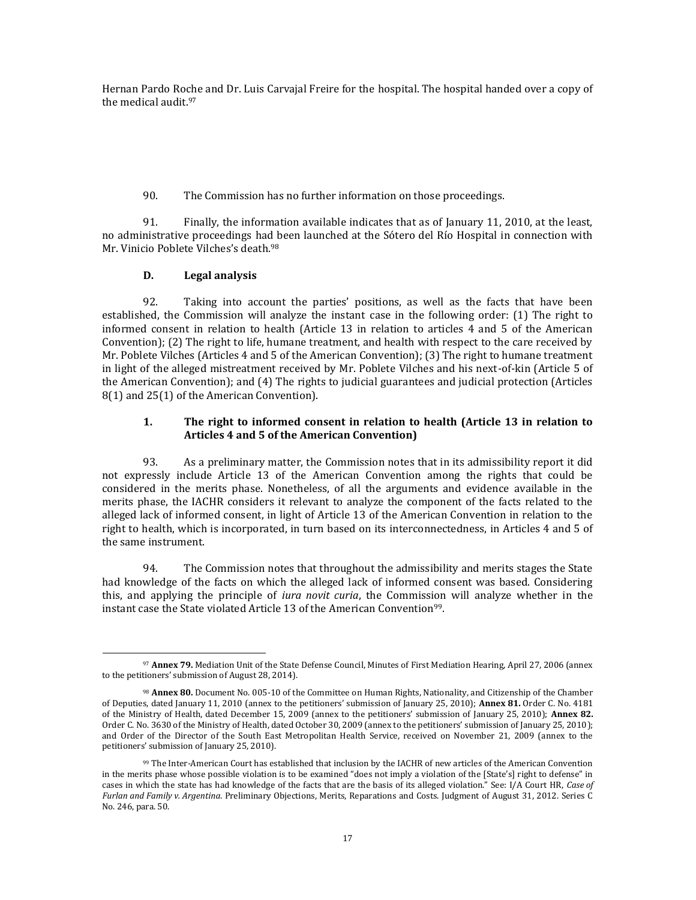Hernan Pardo Roche and Dr. Luis Carvajal Freire for the hospital. The hospital handed over a copy of the medical audit.[97]

90. The Commission has no further information on those proceedings.

91. Finally, the information available indicates that as of January 11, 2010, at the least, no administrative proceedings had been launched at the Sótero del Río Hospital in connection with Mr. Vinicio Poblete Vilches's death.[98]

### D. Legal analysis

92. Taking into account the parties' positions, as well as the facts that have been established, the Commission will analyze the instant case in the following order: (1) The right to informed consent in relation to health (Article 13 in relation to articles 4 and 5 of the American Convention); (2) The right to life, humane treatment, and health with respect to the care received by Mr. Poblete Vilches (Articles 4 and 5 of the American Convention); (3) The right to humane treatment in light of the alleged mistreatment received by Mr. Poblete Vilches and his next-of-kin (Article 5 of the American Convention); and (4) The rights to judicial guarantees and judicial protection (Articles 8(1) and 25(1) of the American Convention).

#### 1. The right to informed consent in relation to health (Article 13 in relation to Articles 4 and 5 of the American Convention)

93. As a preliminary matter, the Commission notes that in its admissibility report it did not expressly include Article 13 of the American Convention among the rights that could be considered in the merits phase. Nonetheless, of all the arguments and evidence available in the merits phase, the IACHR considers it relevant to analyze the component of the facts related to the alleged lack of informed consent, in light of Article 13 of the American Convention in relation to the right to health, which is incorporated, in turn based on its interconnectedness, in Articles 4 and 5 of the same instrument.

94. The Commission notes that throughout the admissibility and merits stages the State had knowledge of the facts on which the alleged lack of informed consent was based. Considering this, and applying the principle of *iura novit curia*, the Commission will analyze whether in the instant case the State violated Article 13 of the American Convention[99].

---

[97] **Annex 79.** Mediation Unit of the State Defense Council, Minutes of First Mediation Hearing, April 27, 2006 (annex to the petitioners' submission of August 28, 2014).

[98] **Annex 80.** Document No. 005-10 of the Committee on Human Rights, Nationality, and Citizenship of the Chamber of Deputies, dated January 11, 2010 (annex to the petitioners' submission of January 25, 2010); **Annex 81.** Order C. No. 4181 of the Ministry of Health, dated December 15, 2009 (annex to the petitioners' submission of January 25, 2010); **Annex 82.** Order C. No. 3630 of the Ministry of Health, dated October 30, 2009 (annex to the petitioners' submission of January 25, 2010); and Order of the Director of the South East Metropolitan Health Service, received on November 21, 2009 (annex to the petitioners' submission of January 25, 2010).

[99] The Inter-American Court has established that inclusion by the IACHR of new articles of the American Convention in the merits phase whose possible violation is to be examined "does not imply a violation of the [State's] right to defense" in cases in which the state has had knowledge of the facts that are the basis of its alleged violation." See: I/A Court HR, *Case of Furlan and Family v. Argentina*. Preliminary Objections, Merits, Reparations and Costs. Judgment of August 31, 2012. Series C No. 246, para. 50.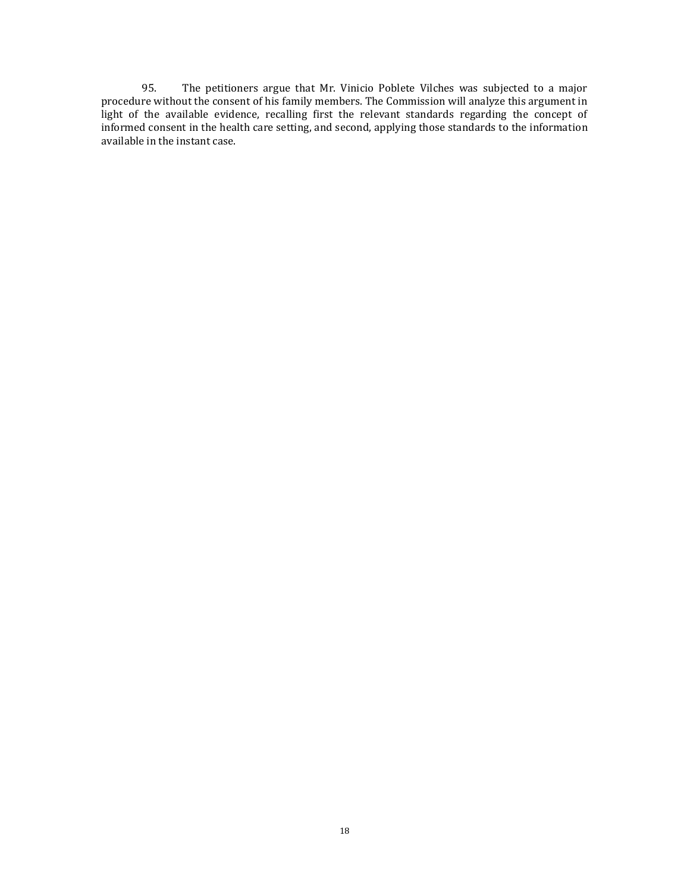95. The petitioners argue that Mr. Vinicio Poblete Vilches was subjected to a major procedure without the consent of his family members. The Commission will analyze this argument in light of the available evidence, recalling first the relevant standards regarding the concept of informed consent in the health care setting, and second, applying those standards to the information available in the instant case.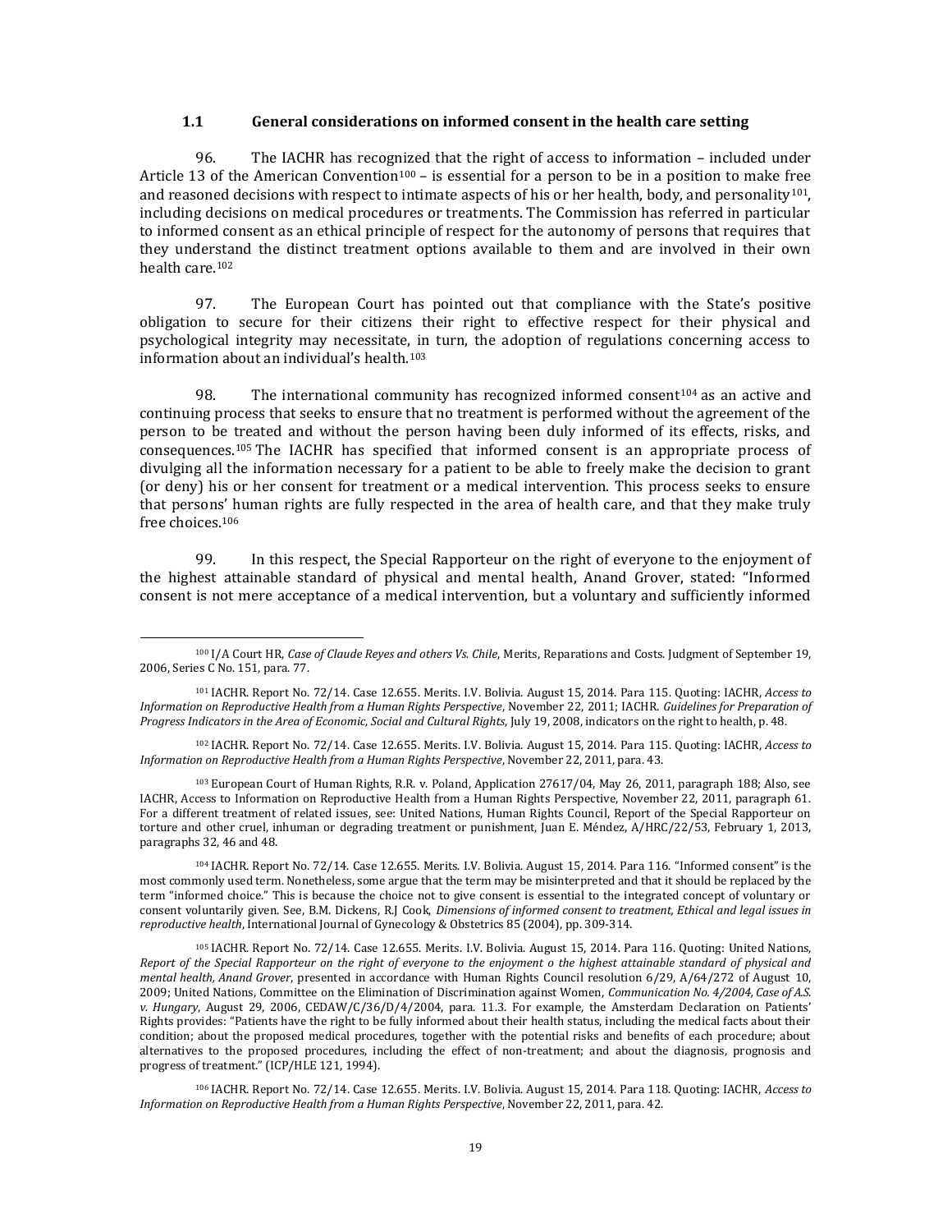### 1.1 General considerations on informed consent in the health care setting

96. The IACHR has recognized that the right of access to information – included under Article 13 of the American Convention[100] – is essential for a person to be in a position to make free and reasoned decisions with respect to intimate aspects of his or her health, body, and personality[101], including decisions on medical procedures or treatments. The Commission has referred in particular to informed consent as an ethical principle of respect for the autonomy of persons that requires that they understand the distinct treatment options available to them and are involved in their own health care.[102]

97. The European Court has pointed out that compliance with the State's positive obligation to secure for their citizens their right to effective respect for their physical and psychological integrity may necessitate, in turn, the adoption of regulations concerning access to information about an individual's health.[103]

98. The international community has recognized informed consent[104] as an active and continuing process that seeks to ensure that no treatment is performed without the agreement of the person to be treated and without the person having been duly informed of its effects, risks, and consequences.[105] The IACHR has specified that informed consent is an appropriate process of divulging all the information necessary for a patient to be able to freely make the decision to grant (or deny) his or her consent for treatment or a medical intervention. This process seeks to ensure that persons' human rights are fully respected in the area of health care, and that they make truly free choices.[106]

99. In this respect, the Special Rapporteur on the right of everyone to the enjoyment of the highest attainable standard of physical and mental health, Anand Grover, stated: "Informed consent is not mere acceptance of a medical intervention, but a voluntary and sufficiently informed

---

[100] I/A Court HR, *Case of Claude Reyes and others Vs. Chile*, Merits, Reparations and Costs. Judgment of September 19, 2006, Series C No. 151, para. 77.

[101] IACHR. Report No. 72/14. Case 12.655. Merits. I.V. Bolivia. August 15, 2014. Para 115. Quoting: IACHR, *Access to Information on Reproductive Health from a Human Rights Perspective*, November 22, 2011; IACHR. *Guidelines for Preparation of Progress Indicators in the Area of Economic, Social and Cultural Rights*, July 19, 2008, indicators on the right to health, p. 48.

[102] IACHR. Report No. 72/14. Case 12.655. Merits. I.V. Bolivia. August 15, 2014. Para 115. Quoting: IACHR, *Access to Information on Reproductive Health from a Human Rights Perspective*, November 22, 2011, para. 43.

[103] European Court of Human Rights, R.R. v. Poland, Application 27617/04, May 26, 2011, paragraph 188; Also, see IACHR, Access to Information on Reproductive Health from a Human Rights Perspective, November 22, 2011, paragraph 61. For a different treatment of related issues, see: United Nations, Human Rights Council, Report of the Special Rapporteur on torture and other cruel, inhuman or degrading treatment or punishment, Juan E. Méndez, A/HRC/22/53, February 1, 2013, paragraphs 32, 46 and 48.

[104] IACHR. Report No. 72/14. Case 12.655. Merits. I.V. Bolivia. August 15, 2014. Para 116. "Informed consent" is the most commonly used term. Nonetheless, some argue that the term may be misinterpreted and that it should be replaced by the term "informed choice." This is because the choice not to give consent is essential to the integrated concept of voluntary or consent voluntarily given. See, B.M. Dickens, R.J Cook, *Dimensions of informed consent to treatment, Ethical and legal issues in reproductive health*, International Journal of Gynecology & Obstetrics 85 (2004), pp. 309-314.

[105] IACHR. Report No. 72/14. Case 12.655. Merits. I.V. Bolivia. August 15, 2014. Para 116. Quoting: United Nations, *Report of the Special Rapporteur on the right of everyone to the enjoyment o the highest attainable standard of physical and mental health, Anand Grover*, presented in accordance with Human Rights Council resolution 6/29, A/64/272 of August 10, 2009; United Nations, Committee on the Elimination of Discrimination against Women, *Communication No. 4/2004, Case of A.S. v. Hungary*, August 29, 2006, CEDAW/C/36/D/4/2004, para. 11.3. For example, the Amsterdam Declaration on Patients' Rights provides: "Patients have the right to be fully informed about their health status, including the medical facts about their condition; about the proposed medical procedures, together with the potential risks and benefits of each procedure; about alternatives to the proposed procedures, including the effect of non-treatment; and about the diagnosis, prognosis and progress of treatment." (ICP/HLE 121, 1994).

[106] IACHR. Report No. 72/14. Case 12.655. Merits. I.V. Bolivia. August 15, 2014. Para 118. Quoting: IACHR, *Access to Information on Reproductive Health from a Human Rights Perspective*, November 22, 2011, para. 42.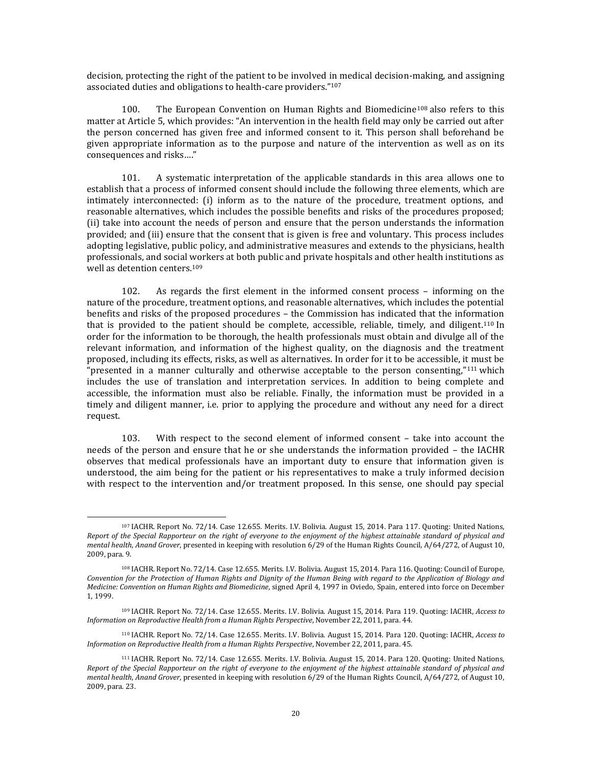decision, protecting the right of the patient to be involved in medical decision-making, and assigning associated duties and obligations to health-care providers."[107]

100. The European Convention on Human Rights and Biomedicine[108] also refers to this matter at Article 5, which provides: "An intervention in the health field may only be carried out after the person concerned has given free and informed consent to it. This person shall beforehand be given appropriate information as to the purpose and nature of the intervention as well as on its consequences and risks…."

101. A systematic interpretation of the applicable standards in this area allows one to establish that a process of informed consent should include the following three elements, which are intimately interconnected: (i) inform as to the nature of the procedure, treatment options, and reasonable alternatives, which includes the possible benefits and risks of the procedures proposed; (ii) take into account the needs of person and ensure that the person understands the information provided; and (iii) ensure that the consent that is given is free and voluntary. This process includes adopting legislative, public policy, and administrative measures and extends to the physicians, health professionals, and social workers at both public and private hospitals and other health institutions as well as detention centers.[109]

102. As regards the first element in the informed consent process – informing on the nature of the procedure, treatment options, and reasonable alternatives, which includes the potential benefits and risks of the proposed procedures – the Commission has indicated that the information that is provided to the patient should be complete, accessible, reliable, timely, and diligent.[110] In order for the information to be thorough, the health professionals must obtain and divulge all of the relevant information, and information of the highest quality, on the diagnosis and the treatment proposed, including its effects, risks, as well as alternatives. In order for it to be accessible, it must be "presented in a manner culturally and otherwise acceptable to the person consenting,"[111] which includes the use of translation and interpretation services. In addition to being complete and accessible, the information must also be reliable. Finally, the information must be provided in a timely and diligent manner, i.e. prior to applying the procedure and without any need for a direct request.

103. With respect to the second element of informed consent – take into account the needs of the person and ensure that he or she understands the information provided – the IACHR observes that medical professionals have an important duty to ensure that information given is understood, the aim being for the patient or his representatives to make a truly informed decision with respect to the intervention and/or treatment proposed. In this sense, one should pay special

---

[107] IACHR. Report No. 72/14. Case 12.655. Merits. I.V. Bolivia. August 15, 2014. Para 117. Quoting: United Nations, *Report of the Special Rapporteur on the right of everyone to the enjoyment of the highest attainable standard of physical and mental health, Anand Grover*, presented in keeping with resolution 6/29 of the Human Rights Council, A/64/272, of August 10, 2009, para. 9.

[108] IACHR. Report No. 72/14. Case 12.655. Merits. I.V. Bolivia. August 15, 2014. Para 116. Quoting: Council of Europe, *Convention for the Protection of Human Rights and Dignity of the Human Being with regard to the Application of Biology and Medicine: Convention on Human Rights and Biomedicine*, signed April 4, 1997 in Oviedo, Spain, entered into force on December 1, 1999.

[109] IACHR. Report No. 72/14. Case 12.655. Merits. I.V. Bolivia. August 15, 2014. Para 119. Quoting: IACHR, *Access to Information on Reproductive Health from a Human Rights Perspective*, November 22, 2011, para. 44.

[110] IACHR. Report No. 72/14. Case 12.655. Merits. I.V. Bolivia. August 15, 2014. Para 120. Quoting: IACHR, *Access to Information on Reproductive Health from a Human Rights Perspective*, November 22, 2011, para. 45.

[111] IACHR. Report No. 72/14. Case 12.655. Merits. I.V. Bolivia. August 15, 2014. Para 120. Quoting: United Nations, *Report of the Special Rapporteur on the right of everyone to the enjoyment of the highest attainable standard of physical and mental health, Anand Grover*, presented in keeping with resolution 6/29 of the Human Rights Council, A/64/272, of August 10, 2009, para. 23.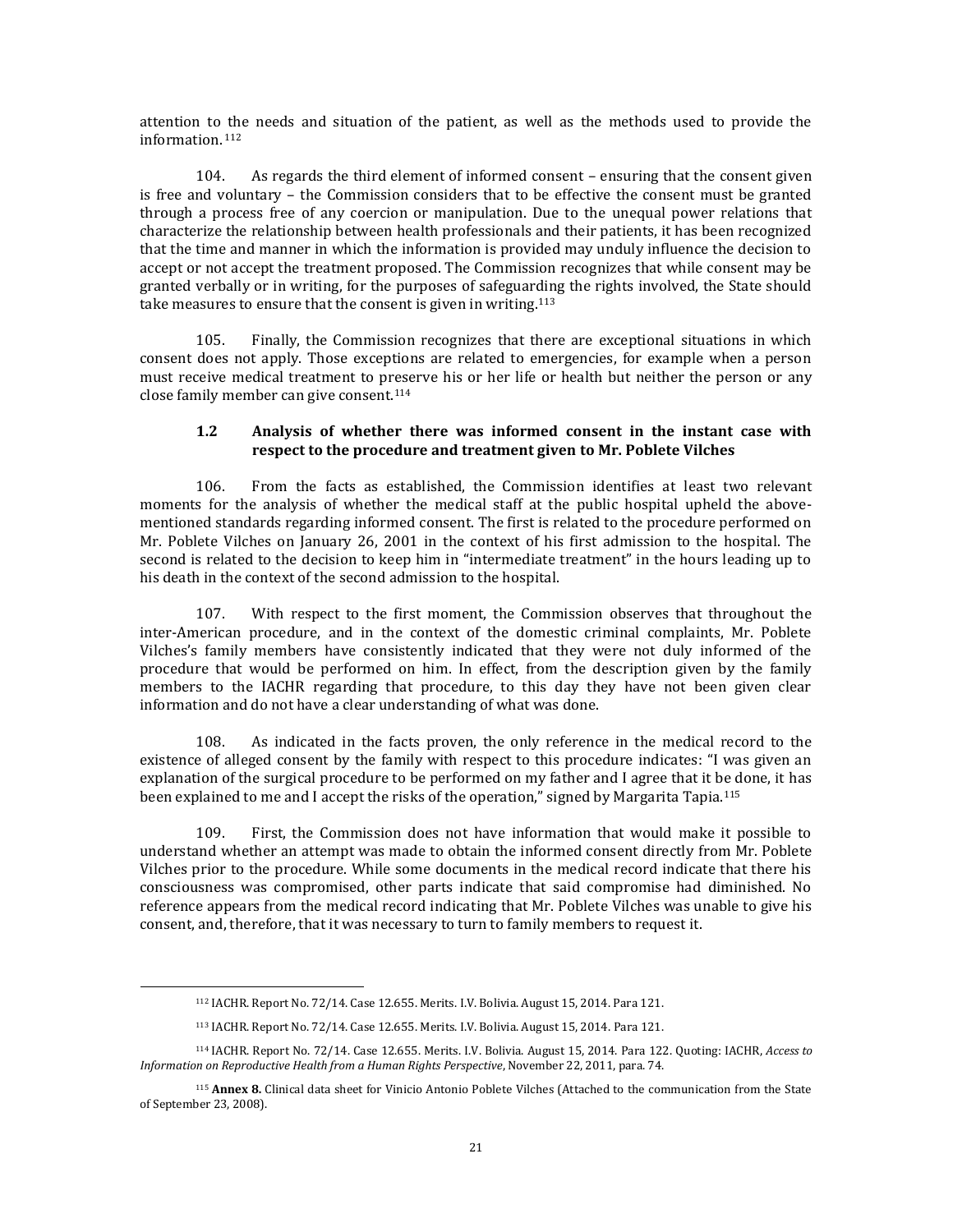attention to the needs and situation of the patient, as well as the methods used to provide the information.[112]

104. As regards the third element of informed consent – ensuring that the consent given is free and voluntary – the Commission considers that to be effective the consent must be granted through a process free of any coercion or manipulation. Due to the unequal power relations that characterize the relationship between health professionals and their patients, it has been recognized that the time and manner in which the information is provided may unduly influence the decision to accept or not accept the treatment proposed. The Commission recognizes that while consent may be granted verbally or in writing, for the purposes of safeguarding the rights involved, the State should take measures to ensure that the consent is given in writing.[113]

105. Finally, the Commission recognizes that there are exceptional situations in which consent does not apply. Those exceptions are related to emergencies, for example when a person must receive medical treatment to preserve his or her life or health but neither the person or any close family member can give consent.[114]

### 1.2 Analysis of whether there was informed consent in the instant case with respect to the procedure and treatment given to Mr. Poblete Vilches

106. From the facts as established, the Commission identifies at least two relevant moments for the analysis of whether the medical staff at the public hospital upheld the above-mentioned standards regarding informed consent. The first is related to the procedure performed on Mr. Poblete Vilches on January 26, 2001 in the context of his first admission to the hospital. The second is related to the decision to keep him in "intermediate treatment" in the hours leading up to his death in the context of the second admission to the hospital.

107. With respect to the first moment, the Commission observes that throughout the inter-American procedure, and in the context of the domestic criminal complaints, Mr. Poblete Vilches's family members have consistently indicated that they were not duly informed of the procedure that would be performed on him. In effect, from the description given by the family members to the IACHR regarding that procedure, to this day they have not been given clear information and do not have a clear understanding of what was done.

108. As indicated in the facts proven, the only reference in the medical record to the existence of alleged consent by the family with respect to this procedure indicates: "I was given an explanation of the surgical procedure to be performed on my father and I agree that it be done, it has been explained to me and I accept the risks of the operation," signed by Margarita Tapia.[115]

109. First, the Commission does not have information that would make it possible to understand whether an attempt was made to obtain the informed consent directly from Mr. Poblete Vilches prior to the procedure. While some documents in the medical record indicate that there his consciousness was compromised, other parts indicate that said compromise had diminished. No reference appears from the medical record indicating that Mr. Poblete Vilches was unable to give his consent, and, therefore, that it was necessary to turn to family members to request it.

---

[112] IACHR. Report No. 72/14. Case 12.655. Merits. I.V. Bolivia. August 15, 2014. Para 121.

[113] IACHR. Report No. 72/14. Case 12.655. Merits. I.V. Bolivia. August 15, 2014. Para 121.

[114] IACHR. Report No. 72/14. Case 12.655. Merits. I.V. Bolivia. August 15, 2014. Para 122. Quoting: IACHR, *Access to Information on Reproductive Health from a Human Rights Perspective*, November 22, 2011, para. 74.

[115] **Annex 8.** Clinical data sheet for Vinicio Antonio Poblete Vilches (Attached to the communication from the State of September 23, 2008).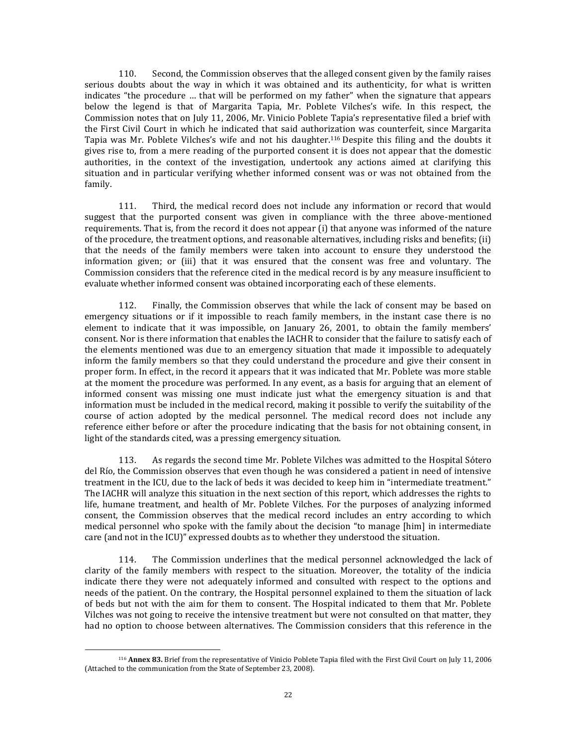110. Second, the Commission observes that the alleged consent given by the family raises serious doubts about the way in which it was obtained and its authenticity, for what is written indicates "the procedure … that will be performed on my father" when the signature that appears below the legend is that of Margarita Tapia, Mr. Poblete Vilches's wife. In this respect, the Commission notes that on July 11, 2006, Mr. Vinicio Poblete Tapia's representative filed a brief with the First Civil Court in which he indicated that said authorization was counterfeit, since Margarita Tapia was Mr. Poblete Vilches's wife and not his daughter.[116] Despite this filing and the doubts it gives rise to, from a mere reading of the purported consent it is does not appear that the domestic authorities, in the context of the investigation, undertook any actions aimed at clarifying this situation and in particular verifying whether informed consent was or was not obtained from the family.

111. Third, the medical record does not include any information or record that would suggest that the purported consent was given in compliance with the three above-mentioned requirements. That is, from the record it does not appear (i) that anyone was informed of the nature of the procedure, the treatment options, and reasonable alternatives, including risks and benefits; (ii) that the needs of the family members were taken into account to ensure they understood the information given; or (iii) that it was ensured that the consent was free and voluntary. The Commission considers that the reference cited in the medical record is by any measure insufficient to evaluate whether informed consent was obtained incorporating each of these elements.

112. Finally, the Commission observes that while the lack of consent may be based on emergency situations or if it impossible to reach family members, in the instant case there is no element to indicate that it was impossible, on January 26, 2001, to obtain the family members' consent. Nor is there information that enables the IACHR to consider that the failure to satisfy each of the elements mentioned was due to an emergency situation that made it impossible to adequately inform the family members so that they could understand the procedure and give their consent in proper form. In effect, in the record it appears that it was indicated that Mr. Poblete was more stable at the moment the procedure was performed. In any event, as a basis for arguing that an element of informed consent was missing one must indicate just what the emergency situation is and that information must be included in the medical record, making it possible to verify the suitability of the course of action adopted by the medical personnel. The medical record does not include any reference either before or after the procedure indicating that the basis for not obtaining consent, in light of the standards cited, was a pressing emergency situation.

113. As regards the second time Mr. Poblete Vilches was admitted to the Hospital Sótero del Río, the Commission observes that even though he was considered a patient in need of intensive treatment in the ICU, due to the lack of beds it was decided to keep him in "intermediate treatment." The IACHR will analyze this situation in the next section of this report, which addresses the rights to life, humane treatment, and health of Mr. Poblete Vilches. For the purposes of analyzing informed consent, the Commission observes that the medical record includes an entry according to which medical personnel who spoke with the family about the decision "to manage [him] in intermediate care (and not in the ICU)" expressed doubts as to whether they understood the situation.

114. The Commission underlines that the medical personnel acknowledged the lack of clarity of the family members with respect to the situation. Moreover, the totality of the indicia indicate there they were not adequately informed and consulted with respect to the options and needs of the patient. On the contrary, the Hospital personnel explained to them the situation of lack of beds but not with the aim for them to consent. The Hospital indicated to them that Mr. Poblete Vilches was not going to receive the intensive treatment but were not consulted on that matter, they had no option to choose between alternatives. The Commission considers that this reference in the

[116] **Annex 83.** Brief from the representative of Vinicio Poblete Tapia filed with the First Civil Court on July 11, 2006 (Attached to the communication from the State of September 23, 2008).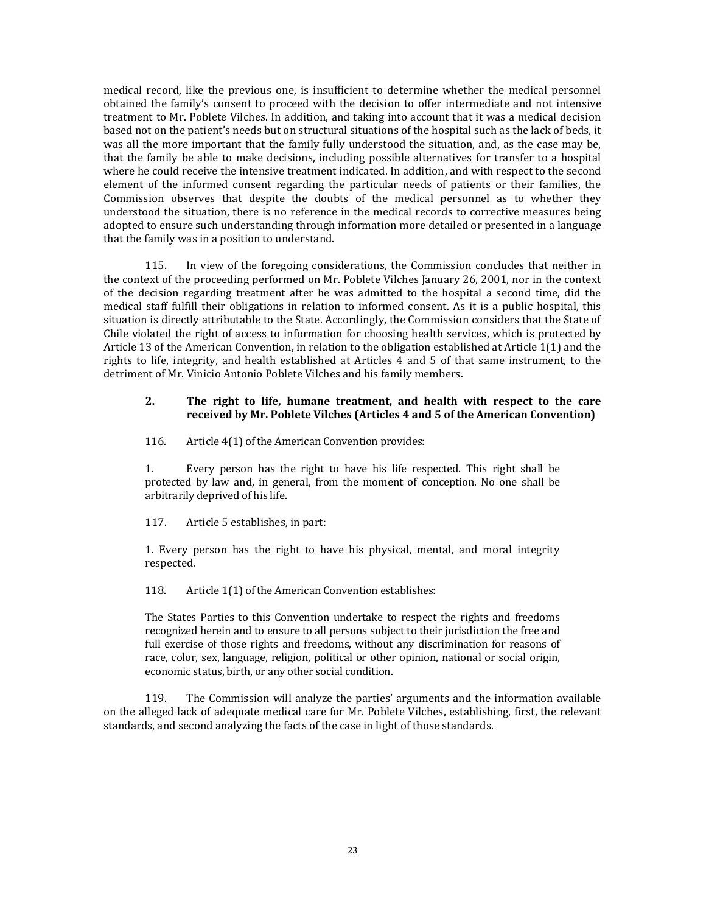medical record, like the previous one, is insufficient to determine whether the medical personnel obtained the family's consent to proceed with the decision to offer intermediate and not intensive treatment to Mr. Poblete Vilches. In addition, and taking into account that it was a medical decision based not on the patient's needs but on structural situations of the hospital such as the lack of beds, it was all the more important that the family fully understood the situation, and, as the case may be, that the family be able to make decisions, including possible alternatives for transfer to a hospital where he could receive the intensive treatment indicated. In addition, and with respect to the second element of the informed consent regarding the particular needs of patients or their families, the Commission observes that despite the doubts of the medical personnel as to whether they understood the situation, there is no reference in the medical records to corrective measures being adopted to ensure such understanding through information more detailed or presented in a language that the family was in a position to understand.

115. In view of the foregoing considerations, the Commission concludes that neither in the context of the proceeding performed on Mr. Poblete Vilches January 26, 2001, nor in the context of the decision regarding treatment after he was admitted to the hospital a second time, did the medical staff fulfill their obligations in relation to informed consent. As it is a public hospital, this situation is directly attributable to the State. Accordingly, the Commission considers that the State of Chile violated the right of access to information for choosing health services, which is protected by Article 13 of the American Convention, in relation to the obligation established at Article 1(1) and the rights to life, integrity, and health established at Articles 4 and 5 of that same instrument, to the detriment of Mr. Vinicio Antonio Poblete Vilches and his family members.

### 2. The right to life, humane treatment, and health with respect to the care received by Mr. Poblete Vilches (Articles 4 and 5 of the American Convention)

116. Article 4(1) of the American Convention provides:

> 1. Every person has the right to have his life respected. This right shall be protected by law and, in general, from the moment of conception. No one shall be arbitrarily deprived of his life.

117. Article 5 establishes, in part:

> 1. Every person has the right to have his physical, mental, and moral integrity respected.

118. Article 1(1) of the American Convention establishes:

> The States Parties to this Convention undertake to respect the rights and freedoms recognized herein and to ensure to all persons subject to their jurisdiction the free and full exercise of those rights and freedoms, without any discrimination for reasons of race, color, sex, language, religion, political or other opinion, national or social origin, economic status, birth, or any other social condition.

119. The Commission will analyze the parties' arguments and the information available on the alleged lack of adequate medical care for Mr. Poblete Vilches, establishing, first, the relevant standards, and second analyzing the facts of the case in light of those standards.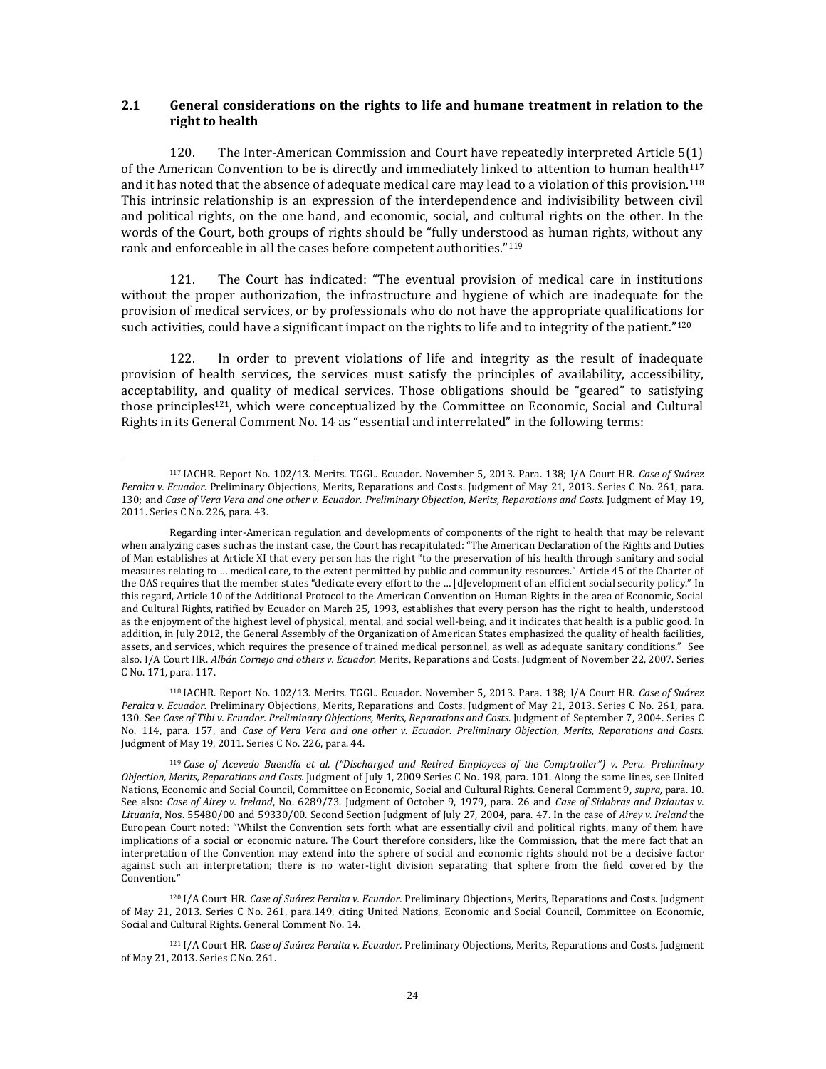## 2.1 General considerations on the rights to life and humane treatment in relation to the right to health

120. The Inter-American Commission and Court have repeatedly interpreted Article 5(1) of the American Convention to be is directly and immediately linked to attention to human health[117] and it has noted that the absence of adequate medical care may lead to a violation of this provision.[118] This intrinsic relationship is an expression of the interdependence and indivisibility between civil and political rights, on the one hand, and economic, social, and cultural rights on the other. In the words of the Court, both groups of rights should be "fully understood as human rights, without any rank and enforceable in all the cases before competent authorities."[119]

121. The Court has indicated: "The eventual provision of medical care in institutions without the proper authorization, the infrastructure and hygiene of which are inadequate for the provision of medical services, or by professionals who do not have the appropriate qualifications for such activities, could have a significant impact on the rights to life and to integrity of the patient."[120]

122. In order to prevent violations of life and integrity as the result of inadequate provision of health services, the services must satisfy the principles of availability, accessibility, acceptability, and quality of medical services. Those obligations should be "geared" to satisfying those principles[121], which were conceptualized by the Committee on Economic, Social and Cultural Rights in its General Comment No. 14 as "essential and interrelated" in the following terms:

---

[117] IACHR. Report No. 102/13. Merits. TGGL. Ecuador. November 5, 2013. Para. 138; I/A Court HR. *Case of Suárez Peralta v. Ecuador.* Preliminary Objections, Merits, Reparations and Costs. Judgment of May 21, 2013. Series C No. 261, para. 130; and *Case of Vera Vera and one other v. Ecuador. Preliminary Objection, Merits, Reparations and Costs.* Judgment of May 19, 2011. Series C No. 226, para. 43.

Regarding inter-American regulation and developments of components of the right to health that may be relevant when analyzing cases such as the instant case, the Court has recapitulated: "The American Declaration of the Rights and Duties of Man establishes at Article XI that every person has the right "to the preservation of his health through sanitary and social measures relating to … medical care, to the extent permitted by public and community resources." Article 45 of the Charter of the OAS requires that the member states "dedicate every effort to the … [d]evelopment of an efficient social security policy." In this regard, Article 10 of the Additional Protocol to the American Convention on Human Rights in the area of Economic, Social and Cultural Rights, ratified by Ecuador on March 25, 1993, establishes that every person has the right to health, understood as the enjoyment of the highest level of physical, mental, and social well-being, and it indicates that health is a public good. In addition, in July 2012, the General Assembly of the Organization of American States emphasized the quality of health facilities, assets, and services, which requires the presence of trained medical personnel, as well as adequate sanitary conditions." See also. I/A Court HR. *Albán Cornejo and others v. Ecuador.* Merits, Reparations and Costs. Judgment of November 22, 2007. Series C No. 171, para. 117.

[118] IACHR. Report No. 102/13. Merits. TGGL. Ecuador. November 5, 2013. Para. 138; I/A Court HR. *Case of Suárez Peralta v. Ecuador.* Preliminary Objections, Merits, Reparations and Costs. Judgment of May 21, 2013. Series C No. 261, para. 130. See *Case of Tibi v. Ecuador. Preliminary Objections, Merits, Reparations and Costs.* Judgment of September 7, 2004. Series C No. 114, para. 157, and *Case of Vera Vera and one other v. Ecuador. Preliminary Objection, Merits, Reparations and Costs.* Judgment of May 19, 2011. Series C No. 226, para. 44.

[119] *Case of Acevedo Buendía et al. ("Discharged and Retired Employees of the Comptroller") v. Peru. Preliminary Objection, Merits, Reparations and Costs.* Judgment of July 1, 2009 Series C No. 198, para. 101. Along the same lines, see United Nations, Economic and Social Council, Committee on Economic, Social and Cultural Rights. General Comment 9, *supra,* para. 10. See also: *Case of Airey v. Ireland*, No. 6289/73. Judgment of October 9, 1979, para. 26 and *Case of Sidabras and Dziautas v. Lituania*, Nos. 55480/00 and 59330/00. Second Section Judgment of July 27, 2004, para. 47. In the case of *Airey v. Ireland* the European Court noted: "Whilst the Convention sets forth what are essentially civil and political rights, many of them have implications of a social or economic nature. The Court therefore considers, like the Commission, that the mere fact that an interpretation of the Convention may extend into the sphere of social and economic rights should not be a decisive factor against such an interpretation; there is no water-tight division separating that sphere from the field covered by the Convention."

[120] I/A Court HR. *Case of Suárez Peralta v. Ecuador.* Preliminary Objections, Merits, Reparations and Costs. Judgment of May 21, 2013. Series C No. 261, para.149, citing United Nations, Economic and Social Council, Committee on Economic, Social and Cultural Rights. General Comment No. 14.

[121] I/A Court HR. *Case of Suárez Peralta v. Ecuador.* Preliminary Objections, Merits, Reparations and Costs. Judgment of May 21, 2013. Series C No. 261.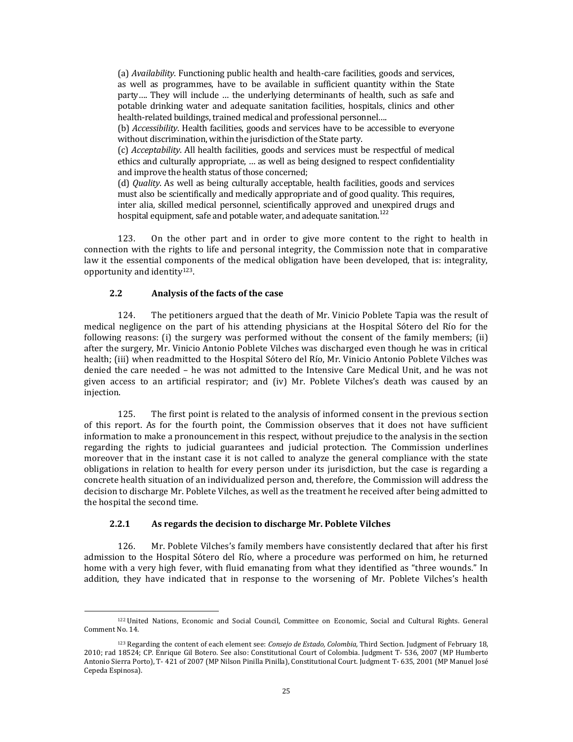(a) *Availability*. Functioning public health and health-care facilities, goods and services, as well as programmes, have to be available in sufficient quantity within the State party…. They will include … the underlying determinants of health, such as safe and potable drinking water and adequate sanitation facilities, hospitals, clinics and other health-related buildings, trained medical and professional personnel….

(b) *Accessibility*. Health facilities, goods and services have to be accessible to everyone without discrimination, within the jurisdiction of the State party.

(c) *Acceptability*. All health facilities, goods and services must be respectful of medical ethics and culturally appropriate, … as well as being designed to respect confidentiality and improve the health status of those concerned;

(d) *Quality*. As well as being culturally acceptable, health facilities, goods and services must also be scientifically and medically appropriate and of good quality. This requires, inter alia, skilled medical personnel, scientifically approved and unexpired drugs and hospital equipment, safe and potable water, and adequate sanitation.[122]

123. On the other part and in order to give more content to the right to health in connection with the rights to life and personal integrity, the Commission note that in comparative law it the essential components of the medical obligation have been developed, that is: integrality, opportunity and identity[123].

### 2.2 Analysis of the facts of the case

124. The petitioners argued that the death of Mr. Vinicio Poblete Tapia was the result of medical negligence on the part of his attending physicians at the Hospital Sótero del Río for the following reasons: (i) the surgery was performed without the consent of the family members; (ii) after the surgery, Mr. Vinicio Antonio Poblete Vilches was discharged even though he was in critical health; (iii) when readmitted to the Hospital Sótero del Río, Mr. Vinicio Antonio Poblete Vilches was denied the care needed – he was not admitted to the Intensive Care Medical Unit, and he was not given access to an artificial respirator; and (iv) Mr. Poblete Vilches's death was caused by an injection.

125. The first point is related to the analysis of informed consent in the previous section of this report. As for the fourth point, the Commission observes that it does not have sufficient information to make a pronouncement in this respect, without prejudice to the analysis in the section regarding the rights to judicial guarantees and judicial protection. The Commission underlines moreover that in the instant case it is not called to analyze the general compliance with the state obligations in relation to health for every person under its jurisdiction, but the case is regarding a concrete health situation of an individualized person and, therefore, the Commission will address the decision to discharge Mr. Poblete Vilches, as well as the treatment he received after being admitted to the hospital the second time.

#### 2.2.1 As regards the decision to discharge Mr. Poblete Vilches

126. Mr. Poblete Vilches's family members have consistently declared that after his first admission to the Hospital Sótero del Río, where a procedure was performed on him, he returned home with a very high fever, with fluid emanating from what they identified as "three wounds." In addition, they have indicated that in response to the worsening of Mr. Poblete Vilches's health

---

[122] United Nations, Economic and Social Council, Committee on Economic, Social and Cultural Rights. General Comment No. 14.

[123] Regarding the content of each element see: *Consejo de Estado, Colombia,* Third Section. Judgment of February 18, 2010; rad 18524; CP. Enrique Gil Botero. See also: Constitutional Court of Colombia. Judgment T- 536, 2007 (MP Humberto Antonio Sierra Porto), T- 421 of 2007 (MP Nilson Pinilla Pinilla), Constitutional Court. Judgment T- 635, 2001 (MP Manuel José Cepeda Espinosa).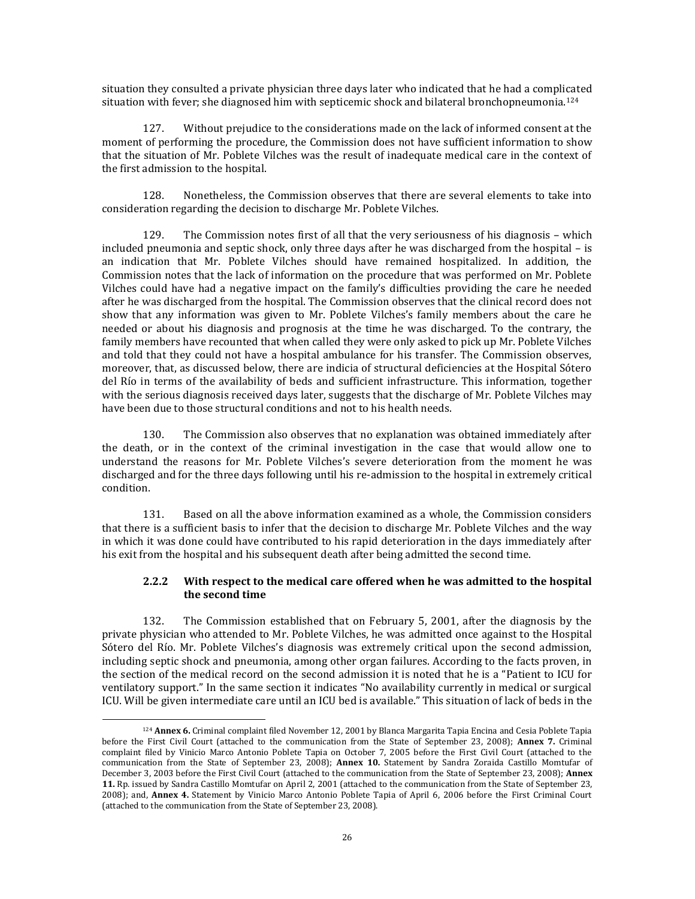situation they consulted a private physician three days later who indicated that he had a complicated situation with fever; she diagnosed him with septicemic shock and bilateral bronchopneumonia.[124]

127. Without prejudice to the considerations made on the lack of informed consent at the moment of performing the procedure, the Commission does not have sufficient information to show that the situation of Mr. Poblete Vilches was the result of inadequate medical care in the context of the first admission to the hospital.

128. Nonetheless, the Commission observes that there are several elements to take into consideration regarding the decision to discharge Mr. Poblete Vilches.

129. The Commission notes first of all that the very seriousness of his diagnosis – which included pneumonia and septic shock, only three days after he was discharged from the hospital – is an indication that Mr. Poblete Vilches should have remained hospitalized. In addition, the Commission notes that the lack of information on the procedure that was performed on Mr. Poblete Vilches could have had a negative impact on the family's difficulties providing the care he needed after he was discharged from the hospital. The Commission observes that the clinical record does not show that any information was given to Mr. Poblete Vilches's family members about the care he needed or about his diagnosis and prognosis at the time he was discharged. To the contrary, the family members have recounted that when called they were only asked to pick up Mr. Poblete Vilches and told that they could not have a hospital ambulance for his transfer. The Commission observes, moreover, that, as discussed below, there are indicia of structural deficiencies at the Hospital Sótero del Río in terms of the availability of beds and sufficient infrastructure. This information, together with the serious diagnosis received days later, suggests that the discharge of Mr. Poblete Vilches may have been due to those structural conditions and not to his health needs.

130. The Commission also observes that no explanation was obtained immediately after the death, or in the context of the criminal investigation in the case that would allow one to understand the reasons for Mr. Poblete Vilches's severe deterioration from the moment he was discharged and for the three days following until his re-admission to the hospital in extremely critical condition.

131. Based on all the above information examined as a whole, the Commission considers that there is a sufficient basis to infer that the decision to discharge Mr. Poblete Vilches and the way in which it was done could have contributed to his rapid deterioration in the days immediately after his exit from the hospital and his subsequent death after being admitted the second time.

### 2.2.2 With respect to the medical care offered when he was admitted to the hospital the second time

132. The Commission established that on February 5, 2001, after the diagnosis by the private physician who attended to Mr. Poblete Vilches, he was admitted once against to the Hospital Sótero del Río. Mr. Poblete Vilches's diagnosis was extremely critical upon the second admission, including septic shock and pneumonia, among other organ failures. According to the facts proven, in the section of the medical record on the second admission it is noted that he is a "Patient to ICU for ventilatory support." In the same section it indicates "No availability currently in medical or surgical ICU. Will be given intermediate care until an ICU bed is available." This situation of lack of beds in the

---

[124] **Annex 6.** Criminal complaint filed November 12, 2001 by Blanca Margarita Tapia Encina and Cesia Poblete Tapia before the First Civil Court (attached to the communication from the State of September 23, 2008); **Annex 7.** Criminal complaint filed by Vinicio Marco Antonio Poblete Tapia on October 7, 2005 before the First Civil Court (attached to the communication from the State of September 23, 2008); **Annex 10.** Statement by Sandra Zoraida Castillo Momtufar of December 3, 2003 before the First Civil Court (attached to the communication from the State of September 23, 2008); **Annex 11.** Rp. issued by Sandra Castillo Momtufar on April 2, 2001 (attached to the communication from the State of September 23, 2008); and, **Annex 4.** Statement by Vinicio Marco Antonio Poblete Tapia of April 6, 2006 before the First Criminal Court (attached to the communication from the State of September 23, 2008).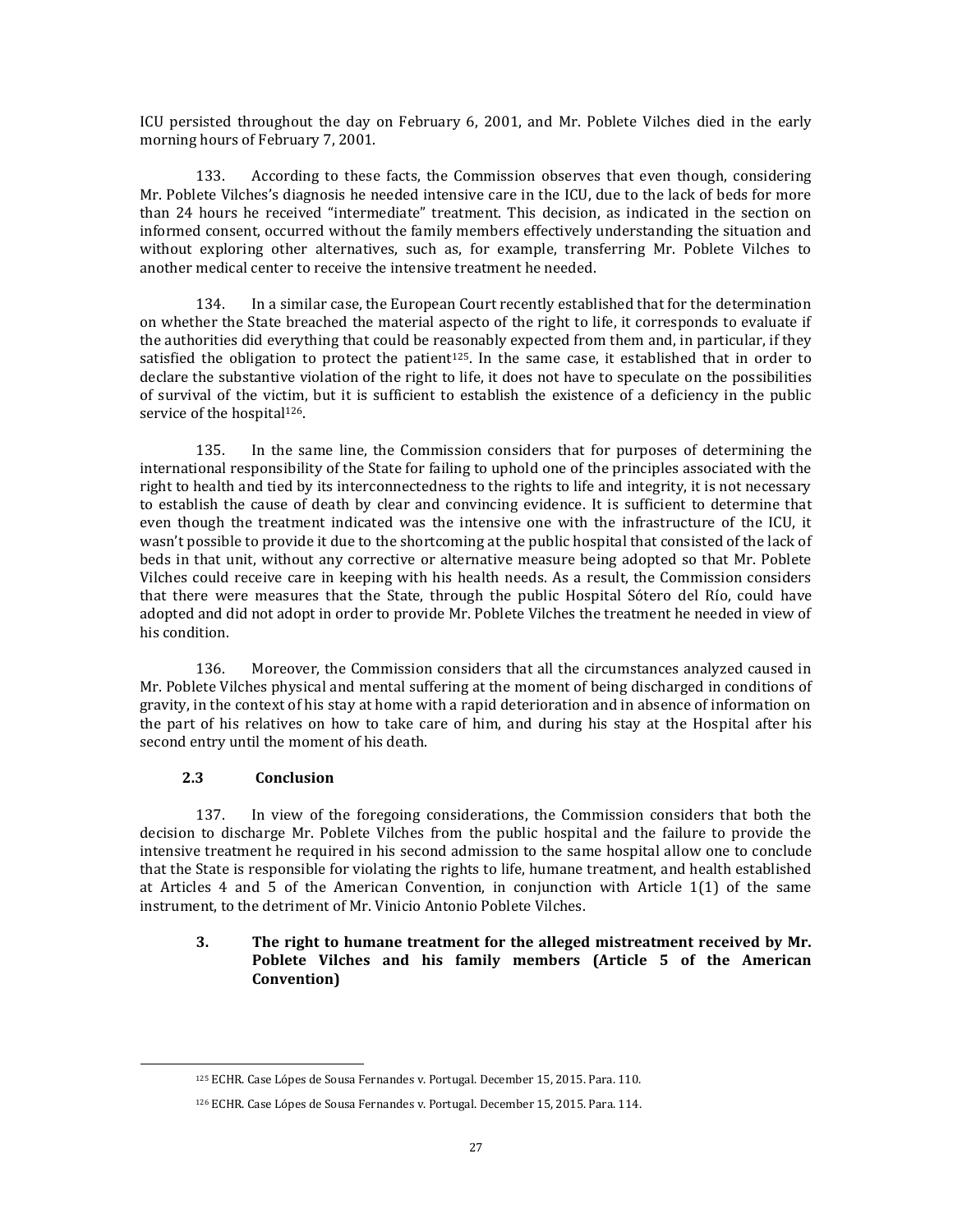ICU persisted throughout the day on February 6, 2001, and Mr. Poblete Vilches died in the early morning hours of February 7, 2001.

133. According to these facts, the Commission observes that even though, considering Mr. Poblete Vilches's diagnosis he needed intensive care in the ICU, due to the lack of beds for more than 24 hours he received "intermediate" treatment. This decision, as indicated in the section on informed consent, occurred without the family members effectively understanding the situation and without exploring other alternatives, such as, for example, transferring Mr. Poblete Vilches to another medical center to receive the intensive treatment he needed.

134. In a similar case, the European Court recently established that for the determination on whether the State breached the material aspecto of the right to life, it corresponds to evaluate if the authorities did everything that could be reasonably expected from them and, in particular, if they satisfied the obligation to protect the patient[125]. In the same case, it established that in order to declare the substantive violation of the right to life, it does not have to speculate on the possibilities of survival of the victim, but it is sufficient to establish the existence of a deficiency in the public service of the hospital[126].

135. In the same line, the Commission considers that for purposes of determining the international responsibility of the State for failing to uphold one of the principles associated with the right to health and tied by its interconnectedness to the rights to life and integrity, it is not necessary to establish the cause of death by clear and convincing evidence. It is sufficient to determine that even though the treatment indicated was the intensive one with the infrastructure of the ICU, it wasn't possible to provide it due to the shortcoming at the public hospital that consisted of the lack of beds in that unit, without any corrective or alternative measure being adopted so that Mr. Poblete Vilches could receive care in keeping with his health needs. As a result, the Commission considers that there were measures that the State, through the public Hospital Sótero del Río, could have adopted and did not adopt in order to provide Mr. Poblete Vilches the treatment he needed in view of his condition.

136. Moreover, the Commission considers that all the circumstances analyzed caused in Mr. Poblete Vilches physical and mental suffering at the moment of being discharged in conditions of gravity, in the context of his stay at home with a rapid deterioration and in absence of information on the part of his relatives on how to take care of him, and during his stay at the Hospital after his second entry until the moment of his death.

### 2.3 Conclusion

137. In view of the foregoing considerations, the Commission considers that both the decision to discharge Mr. Poblete Vilches from the public hospital and the failure to provide the intensive treatment he required in his second admission to the same hospital allow one to conclude that the State is responsible for violating the rights to life, humane treatment, and health established at Articles 4 and 5 of the American Convention, in conjunction with Article 1(1) of the same instrument, to the detriment of Mr. Vinicio Antonio Poblete Vilches.

### 3. The right to humane treatment for the alleged mistreatment received by Mr. Poblete Vilches and his family members (Article 5 of the American Convention)

[125] ECHR. Case Lópes de Sousa Fernandes v. Portugal. December 15, 2015. Para. 110.

[126] ECHR. Case Lópes de Sousa Fernandes v. Portugal. December 15, 2015. Para. 114.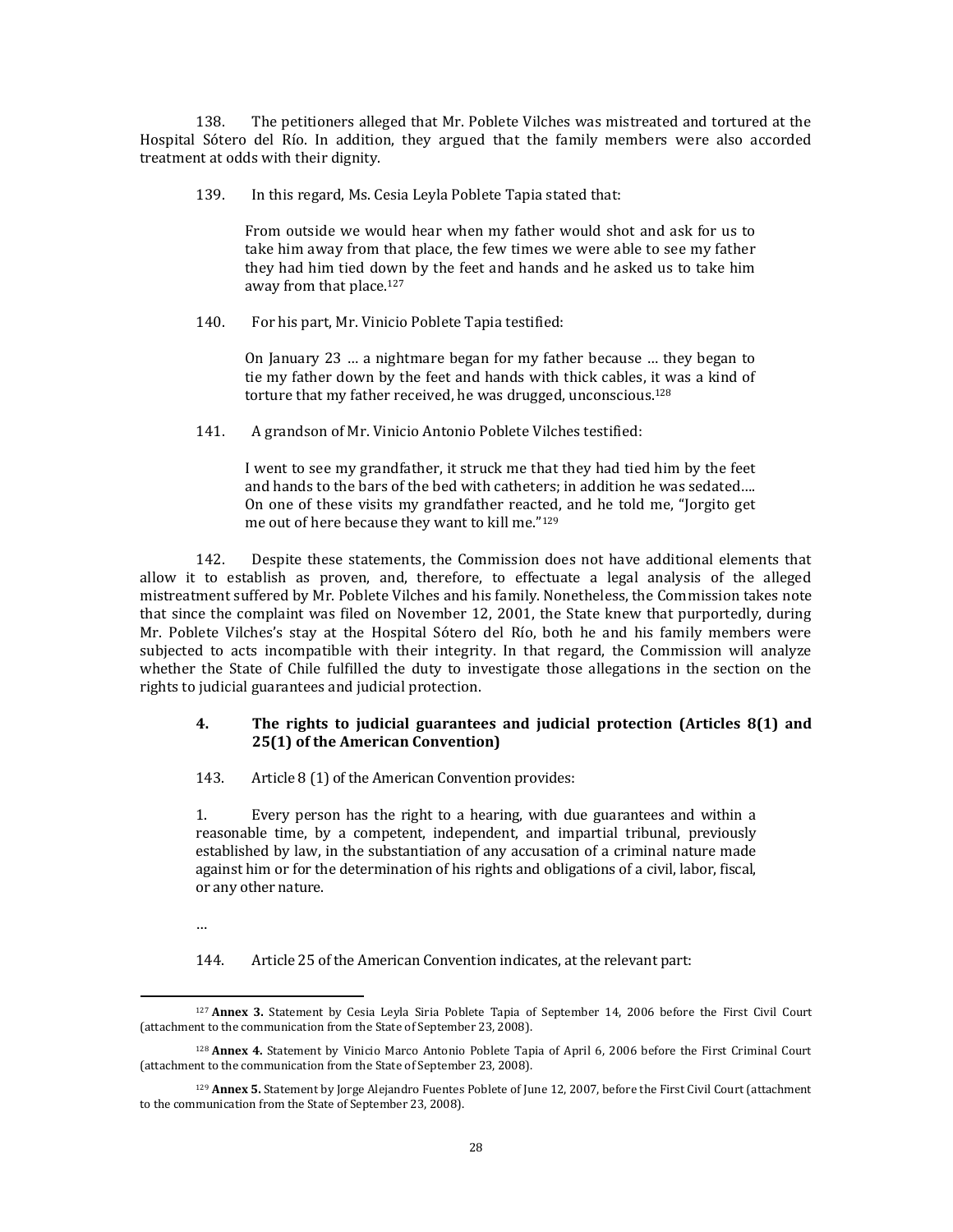138. The petitioners alleged that Mr. Poblete Vilches was mistreated and tortured at the Hospital Sótero del Río. In addition, they argued that the family members were also accorded treatment at odds with their dignity.

139. In this regard, Ms. Cesia Leyla Poblete Tapia stated that:

> From outside we would hear when my father would shot and ask for us to take him away from that place, the few times we were able to see my father they had him tied down by the feet and hands and he asked us to take him away from that place.[127]

140. For his part, Mr. Vinicio Poblete Tapia testified:

> On January 23 … a nightmare began for my father because … they began to tie my father down by the feet and hands with thick cables, it was a kind of torture that my father received, he was drugged, unconscious.[128]

141. A grandson of Mr. Vinicio Antonio Poblete Vilches testified:

> I went to see my grandfather, it struck me that they had tied him by the feet and hands to the bars of the bed with catheters; in addition he was sedated…. On one of these visits my grandfather reacted, and he told me, "Jorgito get me out of here because they want to kill me."[129]

142. Despite these statements, the Commission does not have additional elements that allow it to establish as proven, and, therefore, to effectuate a legal analysis of the alleged mistreatment suffered by Mr. Poblete Vilches and his family. Nonetheless, the Commission takes note that since the complaint was filed on November 12, 2001, the State knew that purportedly, during Mr. Poblete Vilches's stay at the Hospital Sótero del Río, both he and his family members were subjected to acts incompatible with their integrity. In that regard, the Commission will analyze whether the State of Chile fulfilled the duty to investigate those allegations in the section on the rights to judicial guarantees and judicial protection.

### 4. The rights to judicial guarantees and judicial protection (Articles 8(1) and 25(1) of the American Convention)

143. Article 8 (1) of the American Convention provides:

> 1. Every person has the right to a hearing, with due guarantees and within a reasonable time, by a competent, independent, and impartial tribunal, previously established by law, in the substantiation of any accusation of a criminal nature made against him or for the determination of his rights and obligations of a civil, labor, fiscal, or any other nature.
>
> …

144. Article 25 of the American Convention indicates, at the relevant part:

---

[127] **Annex 3.** Statement by Cesia Leyla Siria Poblete Tapia of September 14, 2006 before the First Civil Court (attachment to the communication from the State of September 23, 2008).

[128] **Annex 4.** Statement by Vinicio Marco Antonio Poblete Tapia of April 6, 2006 before the First Criminal Court (attachment to the communication from the State of September 23, 2008).

[129] **Annex 5.** Statement by Jorge Alejandro Fuentes Poblete of June 12, 2007, before the First Civil Court (attachment to the communication from the State of September 23, 2008).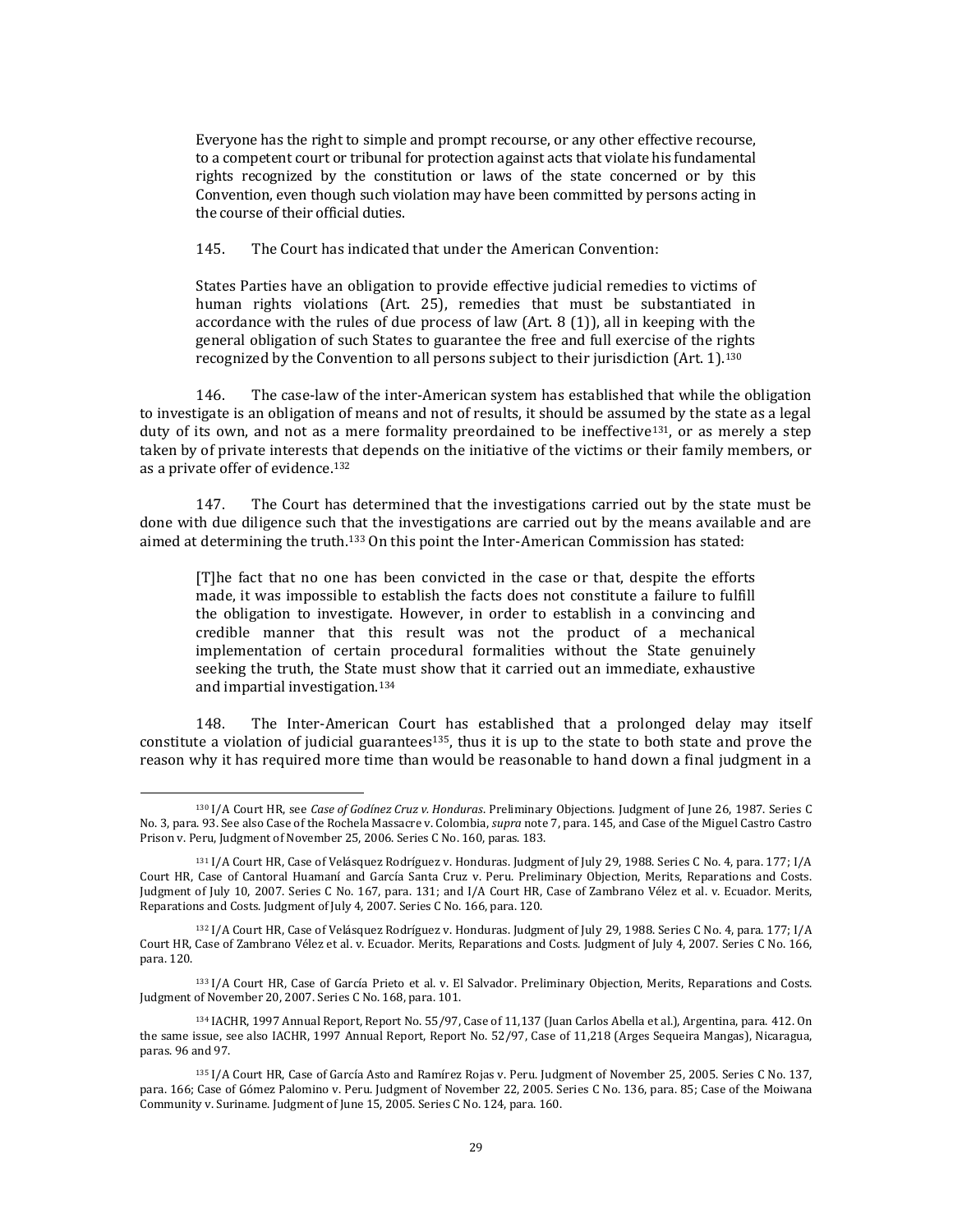> Everyone has the right to simple and prompt recourse, or any other effective recourse, to a competent court or tribunal for protection against acts that violate his fundamental rights recognized by the constitution or laws of the state concerned or by this Convention, even though such violation may have been committed by persons acting in the course of their official duties.

145. The Court has indicated that under the American Convention:

> States Parties have an obligation to provide effective judicial remedies to victims of human rights violations (Art. 25), remedies that must be substantiated in accordance with the rules of due process of law (Art. 8 (1)), all in keeping with the general obligation of such States to guarantee the free and full exercise of the rights recognized by the Convention to all persons subject to their jurisdiction (Art. 1).[130]

146. The case-law of the inter-American system has established that while the obligation to investigate is an obligation of means and not of results, it should be assumed by the state as a legal duty of its own, and not as a mere formality preordained to be ineffective[131], or as merely a step taken by of private interests that depends on the initiative of the victims or their family members, or as a private offer of evidence.[132]

147. The Court has determined that the investigations carried out by the state must be done with due diligence such that the investigations are carried out by the means available and are aimed at determining the truth.[133] On this point the Inter-American Commission has stated:

> [T]he fact that no one has been convicted in the case or that, despite the efforts made, it was impossible to establish the facts does not constitute a failure to fulfill the obligation to investigate. However, in order to establish in a convincing and credible manner that this result was not the product of a mechanical implementation of certain procedural formalities without the State genuinely seeking the truth, the State must show that it carried out an immediate, exhaustive and impartial investigation.[134]

148. The Inter-American Court has established that a prolonged delay may itself constitute a violation of judicial guarantees[135], thus it is up to the state to both state and prove the reason why it has required more time than would be reasonable to hand down a final judgment in a

---

[130] I/A Court HR, see *Case of Godínez Cruz v. Honduras*. Preliminary Objections. Judgment of June 26, 1987. Series C No. 3, para. 93. See also Case of the Rochela Massacre v. Colombia, *supra* note 7, para. 145, and Case of the Miguel Castro Castro Prison v. Peru, Judgment of November 25, 2006. Series C No. 160, paras. 183.

[131] I/A Court HR, Case of Velásquez Rodríguez v. Honduras. Judgment of July 29, 1988. Series C No. 4, para. 177; I/A Court HR, Case of Cantoral Huamaní and García Santa Cruz v. Peru. Preliminary Objection, Merits, Reparations and Costs. Judgment of July 10, 2007. Series C No. 167, para. 131; and I/A Court HR, Case of Zambrano Vélez et al. v. Ecuador. Merits, Reparations and Costs. Judgment of July 4, 2007. Series C No. 166, para. 120.

[132] I/A Court HR, Case of Velásquez Rodríguez v. Honduras. Judgment of July 29, 1988. Series C No. 4, para. 177; I/A Court HR, Case of Zambrano Vélez et al. v. Ecuador. Merits, Reparations and Costs. Judgment of July 4, 2007. Series C No. 166, para. 120.

[133] I/A Court HR, Case of García Prieto et al. v. El Salvador. Preliminary Objection, Merits, Reparations and Costs. Judgment of November 20, 2007. Series C No. 168, para. 101.

[134] IACHR, 1997 Annual Report, Report No. 55/97, Case of 11,137 (Juan Carlos Abella et al.), Argentina, para. 412. On the same issue, see also IACHR, 1997 Annual Report, Report No. 52/97, Case of 11,218 (Arges Sequeira Mangas), Nicaragua, paras. 96 and 97.

[135] I/A Court HR, Case of García Asto and Ramírez Rojas v. Peru. Judgment of November 25, 2005. Series C No. 137, para. 166; Case of Gómez Palomino v. Peru. Judgment of November 22, 2005. Series C No. 136, para. 85; Case of the Moiwana Community v. Suriname. Judgment of June 15, 2005. Series C No. 124, para. 160.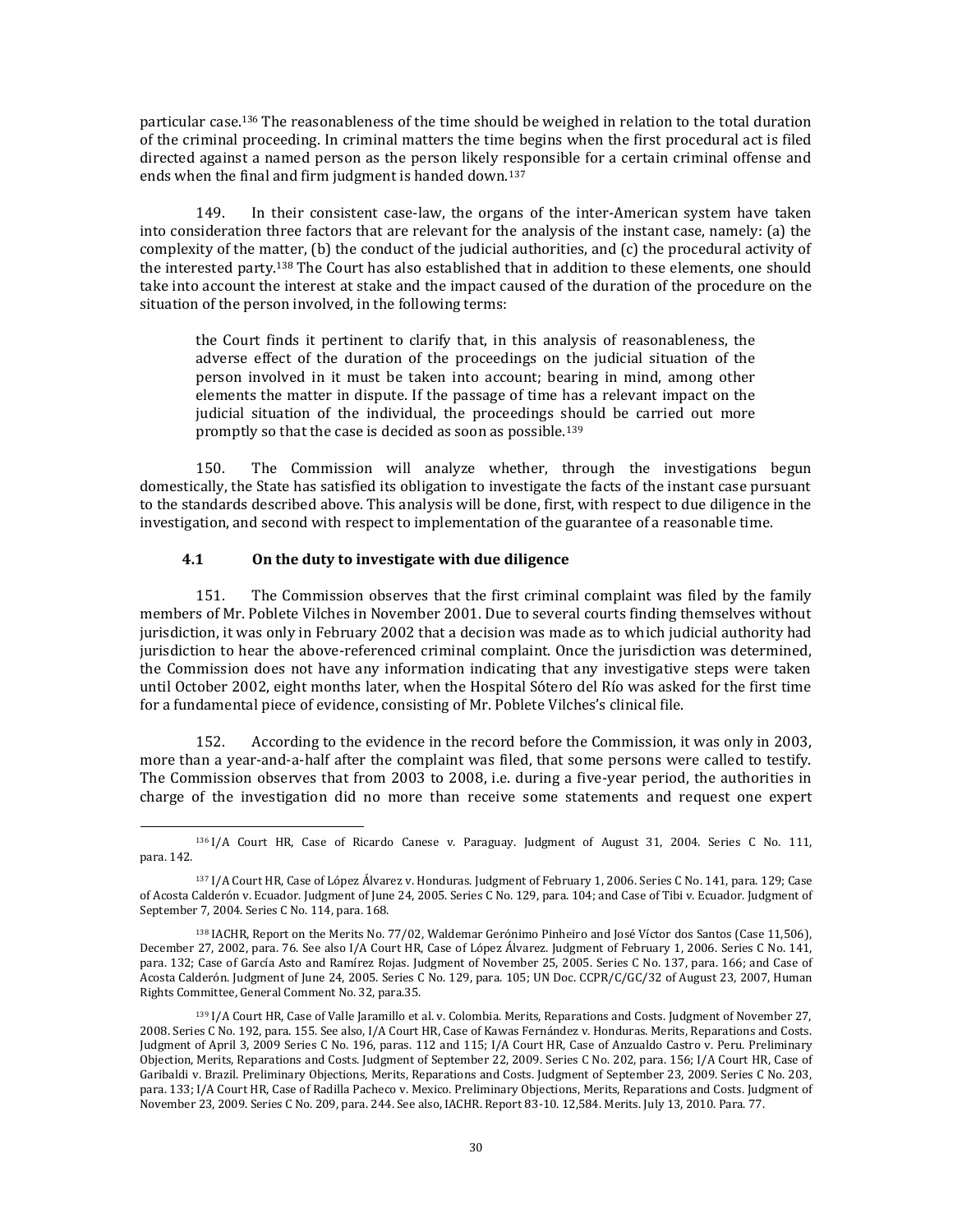particular case.[136] The reasonableness of the time should be weighed in relation to the total duration of the criminal proceeding. In criminal matters the time begins when the first procedural act is filed directed against a named person as the person likely responsible for a certain criminal offense and ends when the final and firm judgment is handed down.[137]

149. In their consistent case-law, the organs of the inter-American system have taken into consideration three factors that are relevant for the analysis of the instant case, namely: (a) the complexity of the matter, (b) the conduct of the judicial authorities, and (c) the procedural activity of the interested party.[138] The Court has also established that in addition to these elements, one should take into account the interest at stake and the impact caused of the duration of the procedure on the situation of the person involved, in the following terms:

> the Court finds it pertinent to clarify that, in this analysis of reasonableness, the adverse effect of the duration of the proceedings on the judicial situation of the person involved in it must be taken into account; bearing in mind, among other elements the matter in dispute. If the passage of time has a relevant impact on the judicial situation of the individual, the proceedings should be carried out more promptly so that the case is decided as soon as possible.[139]

150. The Commission will analyze whether, through the investigations begun domestically, the State has satisfied its obligation to investigate the facts of the instant case pursuant to the standards described above. This analysis will be done, first, with respect to due diligence in the investigation, and second with respect to implementation of the guarantee of a reasonable time.

### 4.1 On the duty to investigate with due diligence

151. The Commission observes that the first criminal complaint was filed by the family members of Mr. Poblete Vilches in November 2001. Due to several courts finding themselves without jurisdiction, it was only in February 2002 that a decision was made as to which judicial authority had jurisdiction to hear the above-referenced criminal complaint. Once the jurisdiction was determined, the Commission does not have any information indicating that any investigative steps were taken until October 2002, eight months later, when the Hospital Sótero del Río was asked for the first time for a fundamental piece of evidence, consisting of Mr. Poblete Vilches's clinical file.

152. According to the evidence in the record before the Commission, it was only in 2003, more than a year-and-a-half after the complaint was filed, that some persons were called to testify. The Commission observes that from 2003 to 2008, i.e. during a five-year period, the authorities in charge of the investigation did no more than receive some statements and request one expert

---

[136] I/A Court HR, Case of Ricardo Canese v. Paraguay. Judgment of August 31, 2004. Series C No. 111, para. 142.

[137] I/A Court HR, Case of López Álvarez v. Honduras. Judgment of February 1, 2006. Series C No. 141, para. 129; Case of Acosta Calderón v. Ecuador. Judgment of June 24, 2005. Series C No. 129, para. 104; and Case of Tibi v. Ecuador. Judgment of September 7, 2004. Series C No. 114, para. 168.

[138] IACHR, Report on the Merits No. 77/02, Waldemar Gerónimo Pinheiro and José Víctor dos Santos (Case 11,506), December 27, 2002, para. 76. See also I/A Court HR, Case of López Álvarez. Judgment of February 1, 2006. Series C No. 141, para. 132; Case of García Asto and Ramírez Rojas. Judgment of November 25, 2005. Series C No. 137, para. 166; and Case of Acosta Calderón. Judgment of June 24, 2005. Series C No. 129, para. 105; UN Doc. CCPR/C/GC/32 of August 23, 2007, Human Rights Committee, General Comment No. 32, para.35.

[139] I/A Court HR, Case of Valle Jaramillo et al. v. Colombia. Merits, Reparations and Costs. Judgment of November 27, 2008. Series C No. 192, para. 155. See also, I/A Court HR, Case of Kawas Fernández v. Honduras. Merits, Reparations and Costs. Judgment of April 3, 2009 Series C No. 196, paras. 112 and 115; I/A Court HR, Case of Anzualdo Castro v. Peru. Preliminary Objection, Merits, Reparations and Costs. Judgment of September 22, 2009. Series C No. 202, para. 156; I/A Court HR, Case of Garibaldi v. Brazil. Preliminary Objections, Merits, Reparations and Costs. Judgment of September 23, 2009. Series C No. 203, para. 133; I/A Court HR, Case of Radilla Pacheco v. Mexico. Preliminary Objections, Merits, Reparations and Costs. Judgment of November 23, 2009. Series C No. 209, para. 244. See also, IACHR. Report 83-10. 12,584. Merits. July 13, 2010. Para. 77.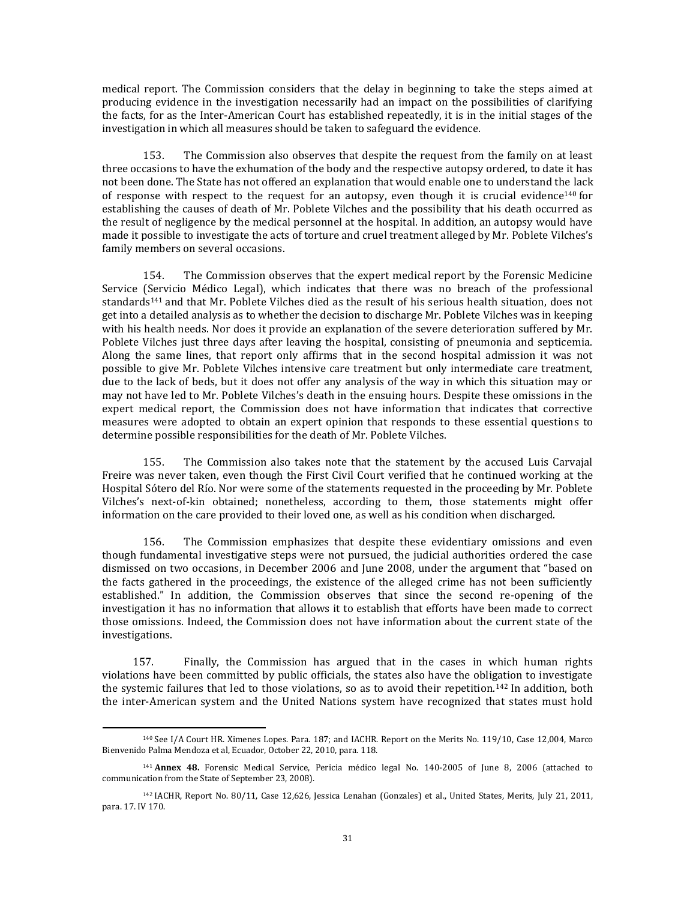medical report. The Commission considers that the delay in beginning to take the steps aimed at producing evidence in the investigation necessarily had an impact on the possibilities of clarifying the facts, for as the Inter-American Court has established repeatedly, it is in the initial stages of the investigation in which all measures should be taken to safeguard the evidence.

153. The Commission also observes that despite the request from the family on at least three occasions to have the exhumation of the body and the respective autopsy ordered, to date it has not been done. The State has not offered an explanation that would enable one to understand the lack of response with respect to the request for an autopsy, even though it is crucial evidence[140] for establishing the causes of death of Mr. Poblete Vilches and the possibility that his death occurred as the result of negligence by the medical personnel at the hospital. In addition, an autopsy would have made it possible to investigate the acts of torture and cruel treatment alleged by Mr. Poblete Vilches's family members on several occasions.

154. The Commission observes that the expert medical report by the Forensic Medicine Service (Servicio Médico Legal), which indicates that there was no breach of the professional standards[141] and that Mr. Poblete Vilches died as the result of his serious health situation, does not get into a detailed analysis as to whether the decision to discharge Mr. Poblete Vilches was in keeping with his health needs. Nor does it provide an explanation of the severe deterioration suffered by Mr. Poblete Vilches just three days after leaving the hospital, consisting of pneumonia and septicemia. Along the same lines, that report only affirms that in the second hospital admission it was not possible to give Mr. Poblete Vilches intensive care treatment but only intermediate care treatment, due to the lack of beds, but it does not offer any analysis of the way in which this situation may or may not have led to Mr. Poblete Vilches's death in the ensuing hours. Despite these omissions in the expert medical report, the Commission does not have information that indicates that corrective measures were adopted to obtain an expert opinion that responds to these essential questions to determine possible responsibilities for the death of Mr. Poblete Vilches.

155. The Commission also takes note that the statement by the accused Luis Carvajal Freire was never taken, even though the First Civil Court verified that he continued working at the Hospital Sótero del Río. Nor were some of the statements requested in the proceeding by Mr. Poblete Vilches's next-of-kin obtained; nonetheless, according to them, those statements might offer information on the care provided to their loved one, as well as his condition when discharged.

156. The Commission emphasizes that despite these evidentiary omissions and even though fundamental investigative steps were not pursued, the judicial authorities ordered the case dismissed on two occasions, in December 2006 and June 2008, under the argument that "based on the facts gathered in the proceedings, the existence of the alleged crime has not been sufficiently established." In addition, the Commission observes that since the second re-opening of the investigation it has no information that allows it to establish that efforts have been made to correct those omissions. Indeed, the Commission does not have information about the current state of the investigations.

157. Finally, the Commission has argued that in the cases in which human rights violations have been committed by public officials, the states also have the obligation to investigate the systemic failures that led to those violations, so as to avoid their repetition.[142] In addition, both the inter-American system and the United Nations system have recognized that states must hold

---

[140] See I/A Court HR. Ximenes Lopes. Para. 187; and IACHR. Report on the Merits No. 119/10, Case 12,004, Marco Bienvenido Palma Mendoza et al, Ecuador, October 22, 2010, para. 118.

[141] **Annex 48.** Forensic Medical Service, Pericia médico legal No. 140-2005 of June 8, 2006 (attached to communication from the State of September 23, 2008).

[142] IACHR, Report No. 80/11, Case 12,626, Jessica Lenahan (Gonzales) et al., United States, Merits, July 21, 2011, para. 17. IV 170.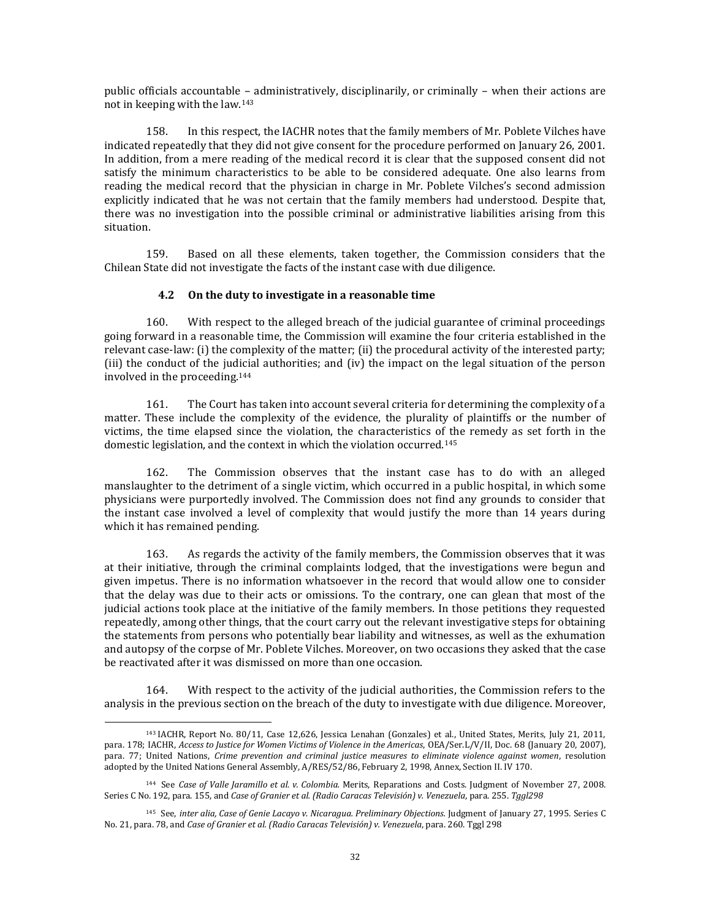public officials accountable – administratively, disciplinarily, or criminally – when their actions are not in keeping with the law.[143]

158. In this respect, the IACHR notes that the family members of Mr. Poblete Vilches have indicated repeatedly that they did not give consent for the procedure performed on January 26, 2001. In addition, from a mere reading of the medical record it is clear that the supposed consent did not satisfy the minimum characteristics to be able to be considered adequate. One also learns from reading the medical record that the physician in charge in Mr. Poblete Vilches's second admission explicitly indicated that he was not certain that the family members had understood. Despite that, there was no investigation into the possible criminal or administrative liabilities arising from this situation.

159. Based on all these elements, taken together, the Commission considers that the Chilean State did not investigate the facts of the instant case with due diligence.

### 4.2 On the duty to investigate in a reasonable time

160. With respect to the alleged breach of the judicial guarantee of criminal proceedings going forward in a reasonable time, the Commission will examine the four criteria established in the relevant case-law: (i) the complexity of the matter; (ii) the procedural activity of the interested party; (iii) the conduct of the judicial authorities; and (iv) the impact on the legal situation of the person involved in the proceeding.[144]

161. The Court has taken into account several criteria for determining the complexity of a matter. These include the complexity of the evidence, the plurality of plaintiffs or the number of victims, the time elapsed since the violation, the characteristics of the remedy as set forth in the domestic legislation, and the context in which the violation occurred.[145]

162. The Commission observes that the instant case has to do with an alleged manslaughter to the detriment of a single victim, which occurred in a public hospital, in which some physicians were purportedly involved. The Commission does not find any grounds to consider that the instant case involved a level of complexity that would justify the more than 14 years during which it has remained pending.

163. As regards the activity of the family members, the Commission observes that it was at their initiative, through the criminal complaints lodged, that the investigations were begun and given impetus. There is no information whatsoever in the record that would allow one to consider that the delay was due to their acts or omissions. To the contrary, one can glean that most of the judicial actions took place at the initiative of the family members. In those petitions they requested repeatedly, among other things, that the court carry out the relevant investigative steps for obtaining the statements from persons who potentially bear liability and witnesses, as well as the exhumation and autopsy of the corpse of Mr. Poblete Vilches. Moreover, on two occasions they asked that the case be reactivated after it was dismissed on more than one occasion.

164. With respect to the activity of the judicial authorities, the Commission refers to the analysis in the previous section on the breach of the duty to investigate with due diligence. Moreover,

---

[143] IACHR, Report No. 80/11, Case 12,626, Jessica Lenahan (Gonzales) et al., United States, Merits, July 21, 2011, para. 178; IACHR, *Access to Justice for Women Victims of Violence in the Americas*, OEA/Ser.L/V/II, Doc. 68 (January 20, 2007), para. 77; United Nations, *Crime prevention and criminal justice measures to eliminate violence against women*, resolution adopted by the United Nations General Assembly, A/RES/52/86, February 2, 1998, Annex, Section II. IV 170.

[144] See *Case of Valle Jaramillo et al. v. Colombia.* Merits, Reparations and Costs. Judgment of November 27, 2008. Series C No. 192, para. 155, and *Case of Granier et al. (Radio Caracas Televisión) v. Venezuela*, para. 255. *Tggl298*

[145] See, *inter alia, Case of Genie Lacayo v. Nicaragua. Preliminary Objections.* Judgment of January 27, 1995. Series C No. 21, para. 78, and *Case of Granier et al. (Radio Caracas Televisión) v. Venezuela*, para. 260. Tggl 298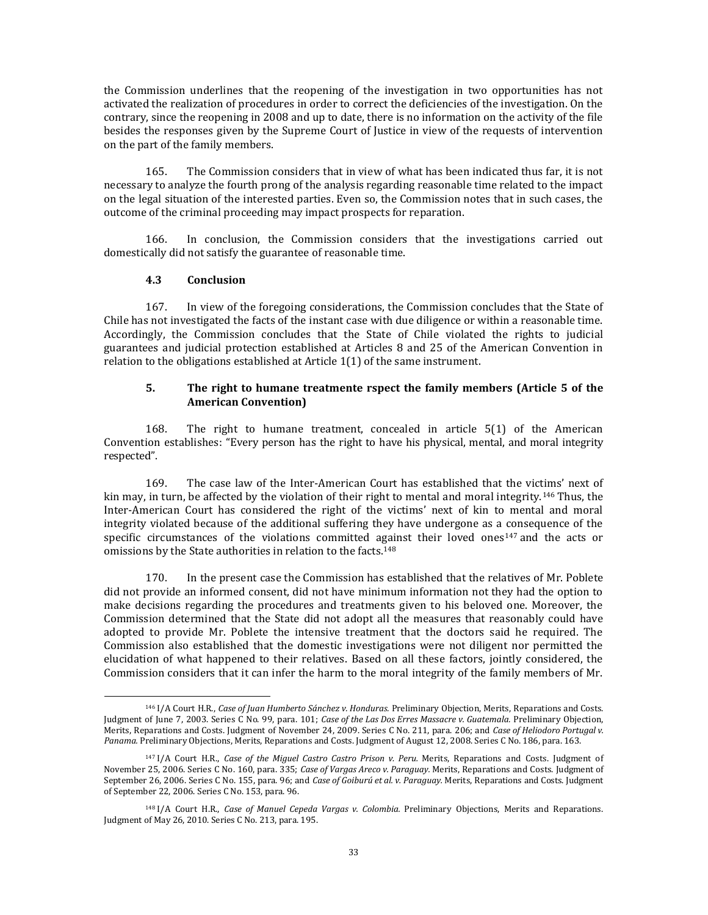the Commission underlines that the reopening of the investigation in two opportunities has not activated the realization of procedures in order to correct the deficiencies of the investigation. On the contrary, since the reopening in 2008 and up to date, there is no information on the activity of the file besides the responses given by the Supreme Court of Justice in view of the requests of intervention on the part of the family members.

165. The Commission considers that in view of what has been indicated thus far, it is not necessary to analyze the fourth prong of the analysis regarding reasonable time related to the impact on the legal situation of the interested parties. Even so, the Commission notes that in such cases, the outcome of the criminal proceeding may impact prospects for reparation.

166. In conclusion, the Commission considers that the investigations carried out domestically did not satisfy the guarantee of reasonable time.

### 4.3 Conclusion

167. In view of the foregoing considerations, the Commission concludes that the State of Chile has not investigated the facts of the instant case with due diligence or within a reasonable time. Accordingly, the Commission concludes that the State of Chile violated the rights to judicial guarantees and judicial protection established at Articles 8 and 25 of the American Convention in relation to the obligations established at Article 1(1) of the same instrument.

## 5. The right to humane treatmente rspect the family members (Article 5 of the American Convention)

168. The right to humane treatment, concealed in article 5(1) of the American Convention establishes: "Every person has the right to have his physical, mental, and moral integrity respected".

169. The case law of the Inter-American Court has established that the victims' next of kin may, in turn, be affected by the violation of their right to mental and moral integrity.[146] Thus, the Inter-American Court has considered the right of the victims' next of kin to mental and moral integrity violated because of the additional suffering they have undergone as a consequence of the specific circumstances of the violations committed against their loved ones[147] and the acts or omissions by the State authorities in relation to the facts.[148]

170. In the present case the Commission has established that the relatives of Mr. Poblete did not provide an informed consent, did not have minimum information not they had the option to make decisions regarding the procedures and treatments given to his beloved one. Moreover, the Commission determined that the State did not adopt all the measures that reasonably could have adopted to provide Mr. Poblete the intensive treatment that the doctors said he required. The Commission also established that the domestic investigations were not diligent nor permitted the elucidation of what happened to their relatives. Based on all these factors, jointly considered, the Commission considers that it can infer the harm to the moral integrity of the family members of Mr.

---

[146] I/A Court H.R., *Case of Juan Humberto Sánchez v. Honduras.* Preliminary Objection, Merits, Reparations and Costs. Judgment of June 7, 2003. Series C No. 99, para. 101; *Case of the Las Dos Erres Massacre v. Guatemala.* Preliminary Objection, Merits, Reparations and Costs. Judgment of November 24, 2009. Series C No. 211, para. 206; and *Case of Heliodoro Portugal v. Panama.* Preliminary Objections, Merits, Reparations and Costs. Judgment of August 12, 2008. Series C No. 186, para. 163.

[147] I/A Court H.R., *Case of the Miguel Castro Castro Prison v. Peru.* Merits, Reparations and Costs. Judgment of November 25, 2006. Series C No. 160, para. 335; *Case of Vargas Areco v. Paraguay.* Merits, Reparations and Costs. Judgment of September 26, 2006. Series C No. 155, para. 96; and *Case of Goiburú et al. v. Paraguay.* Merits, Reparations and Costs. Judgment of September 22, 2006. Series C No. 153, para. 96.

[148] I/A Court H.R., *Case of Manuel Cepeda Vargas v. Colombia.* Preliminary Objections, Merits and Reparations. Judgment of May 26, 2010. Series C No. 213, para. 195.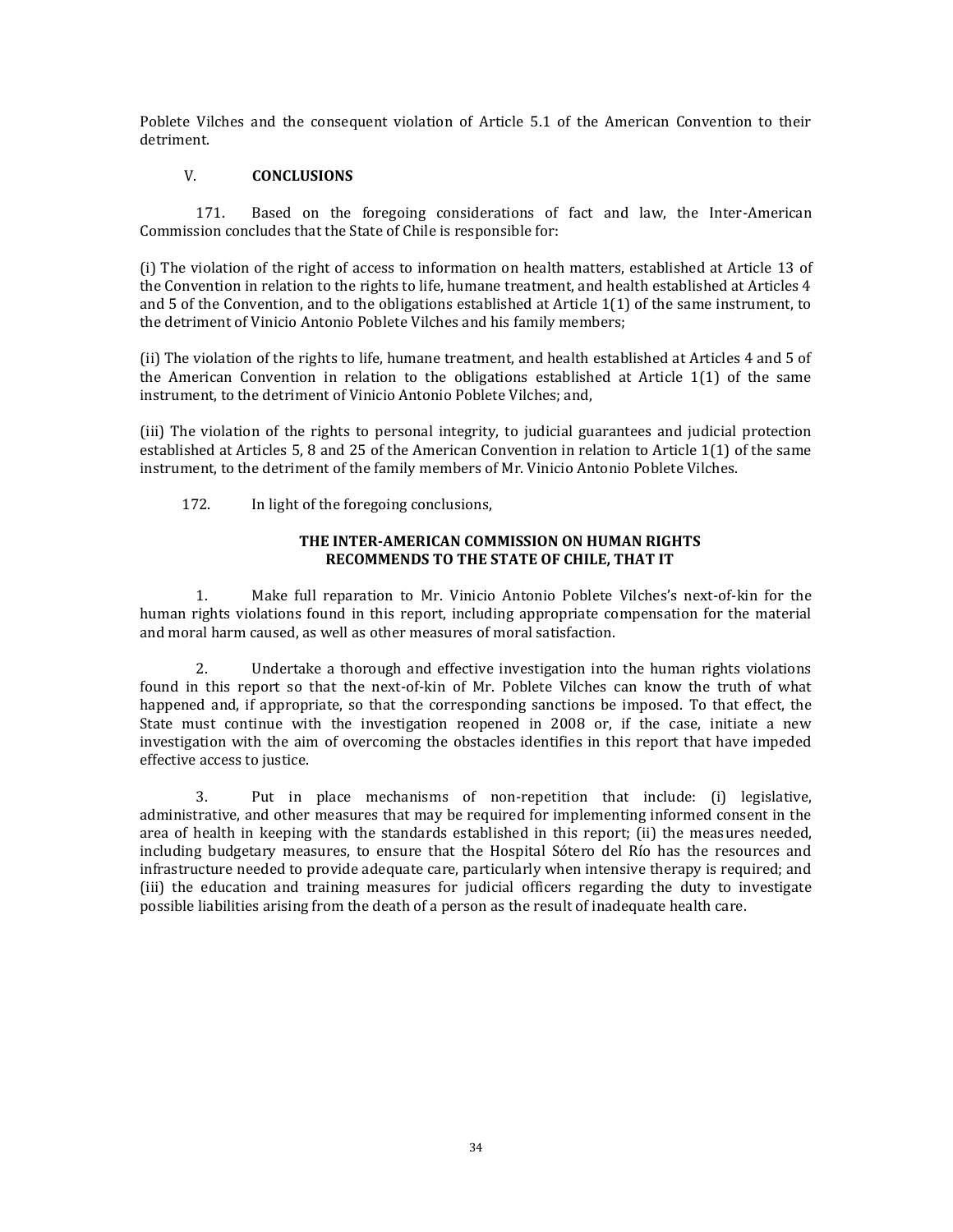Poblete Vilches and the consequent violation of Article 5.1 of the American Convention to their detriment.

## V. CONCLUSIONS

171. Based on the foregoing considerations of fact and law, the Inter-American Commission concludes that the State of Chile is responsible for:

(i) The violation of the right of access to information on health matters, established at Article 13 of the Convention in relation to the rights to life, humane treatment, and health established at Articles 4 and 5 of the Convention, and to the obligations established at Article 1(1) of the same instrument, to the detriment of Vinicio Antonio Poblete Vilches and his family members;

(ii) The violation of the rights to life, humane treatment, and health established at Articles 4 and 5 of the American Convention in relation to the obligations established at Article 1(1) of the same instrument, to the detriment of Vinicio Antonio Poblete Vilches; and,

(iii) The violation of the rights to personal integrity, to judicial guarantees and judicial protection established at Articles 5, 8 and 25 of the American Convention in relation to Article 1(1) of the same instrument, to the detriment of the family members of Mr. Vinicio Antonio Poblete Vilches.

172. In light of the foregoing conclusions,

**THE INTER-AMERICAN COMMISSION ON HUMAN RIGHTS**
**RECOMMENDS TO THE STATE OF CHILE, THAT IT**

1. Make full reparation to Mr. Vinicio Antonio Poblete Vilches's next-of-kin for the human rights violations found in this report, including appropriate compensation for the material and moral harm caused, as well as other measures of moral satisfaction.

2. Undertake a thorough and effective investigation into the human rights violations found in this report so that the next-of-kin of Mr. Poblete Vilches can know the truth of what happened and, if appropriate, so that the corresponding sanctions be imposed. To that effect, the State must continue with the investigation reopened in 2008 or, if the case, initiate a new investigation with the aim of overcoming the obstacles identifies in this report that have impeded effective access to justice.

3. Put in place mechanisms of non-repetition that include: (i) legislative, administrative, and other measures that may be required for implementing informed consent in the area of health in keeping with the standards established in this report; (ii) the measures needed, including budgetary measures, to ensure that the Hospital Sótero del Río has the resources and infrastructure needed to provide adequate care, particularly when intensive therapy is required; and (iii) the education and training measures for judicial officers regarding the duty to investigate possible liabilities arising from the death of a person as the result of inadequate health care.